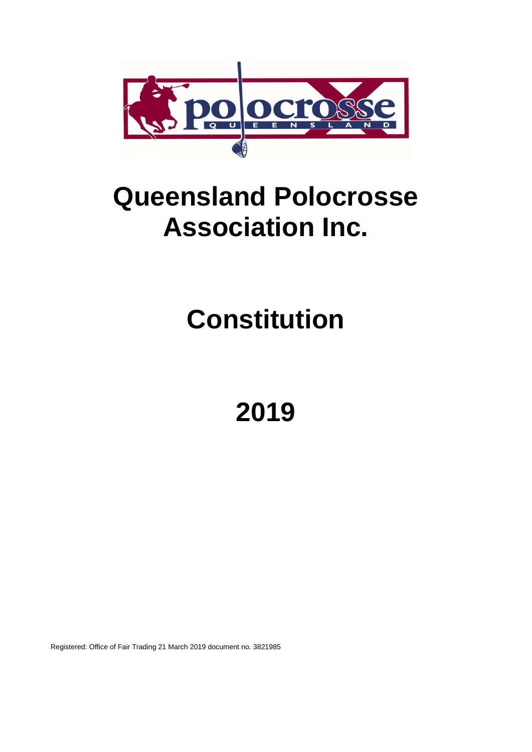# Queensland Polocrosse Association Inc.

# Constitution

# 2019

Registered: Office of Fair Trading 21 March 2019 document no. 3821985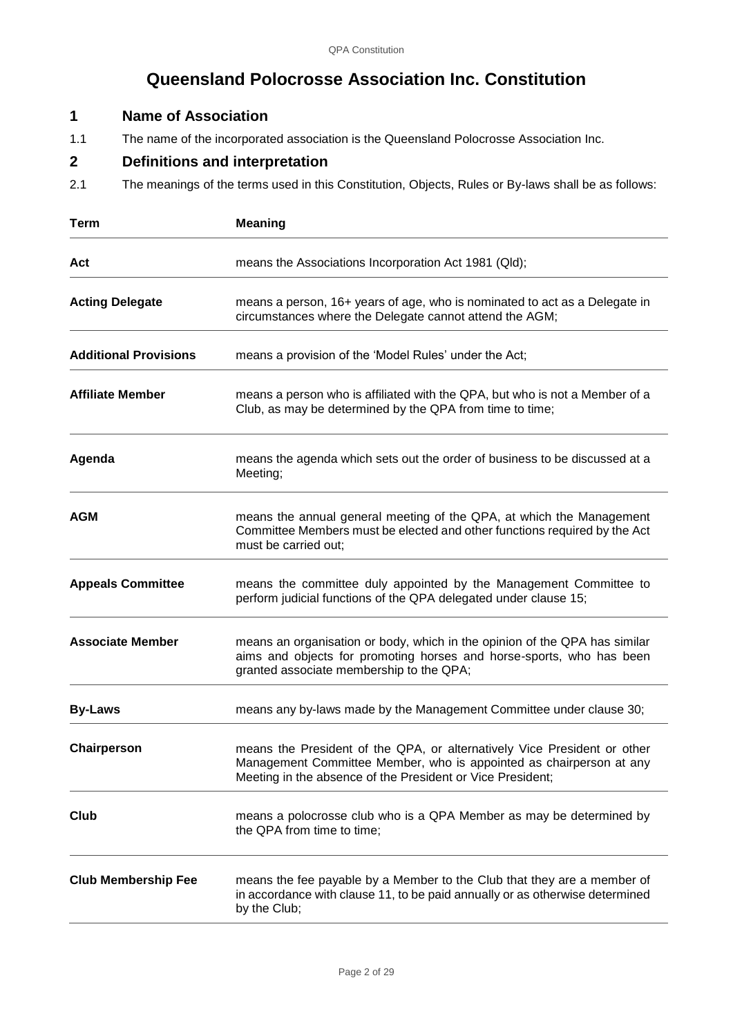# Queensland Polocrosse Association Inc. Constitution

## 1 Name of Association

1.1 The name of the incorporated association is the Queensland Polocrosse Association Inc.

## 2 Definitions and interpretation

2.1 The meanings of the terms used in this Constitution, Objects, Rules or By-laws shall be as follows:

| Term | Meaning |
|---|---|
| **Act** | means the Associations Incorporation Act 1981 (Qld); |
| **Acting Delegate** | means a person, 16+ years of age, who is nominated to act as a Delegate in circumstances where the Delegate cannot attend the AGM; |
| **Additional Provisions** | means a provision of the 'Model Rules' under the Act; |
| **Affiliate Member** | means a person who is affiliated with the QPA, but who is not a Member of a Club, as may be determined by the QPA from time to time; |
| **Agenda** | means the agenda which sets out the order of business to be discussed at a Meeting; |
| **AGM** | means the annual general meeting of the QPA, at which the Management Committee Members must be elected and other functions required by the Act must be carried out; |
| **Appeals Committee** | means the committee duly appointed by the Management Committee to perform judicial functions of the QPA delegated under clause 15; |
| **Associate Member** | means an organisation or body, which in the opinion of the QPA has similar aims and objects for promoting horses and horse-sports, who has been granted associate membership to the QPA; |
| **By-Laws** | means any by-laws made by the Management Committee under clause 30; |
| **Chairperson** | means the President of the QPA, or alternatively Vice President or other Management Committee Member, who is appointed as chairperson at any Meeting in the absence of the President or Vice President; |
| **Club** | means a polocrosse club who is a QPA Member as may be determined by the QPA from time to time; |
| **Club Membership Fee** | means the fee payable by a Member to the Club that they are a member of in accordance with clause 11, to be paid annually or as otherwise determined by the Club; |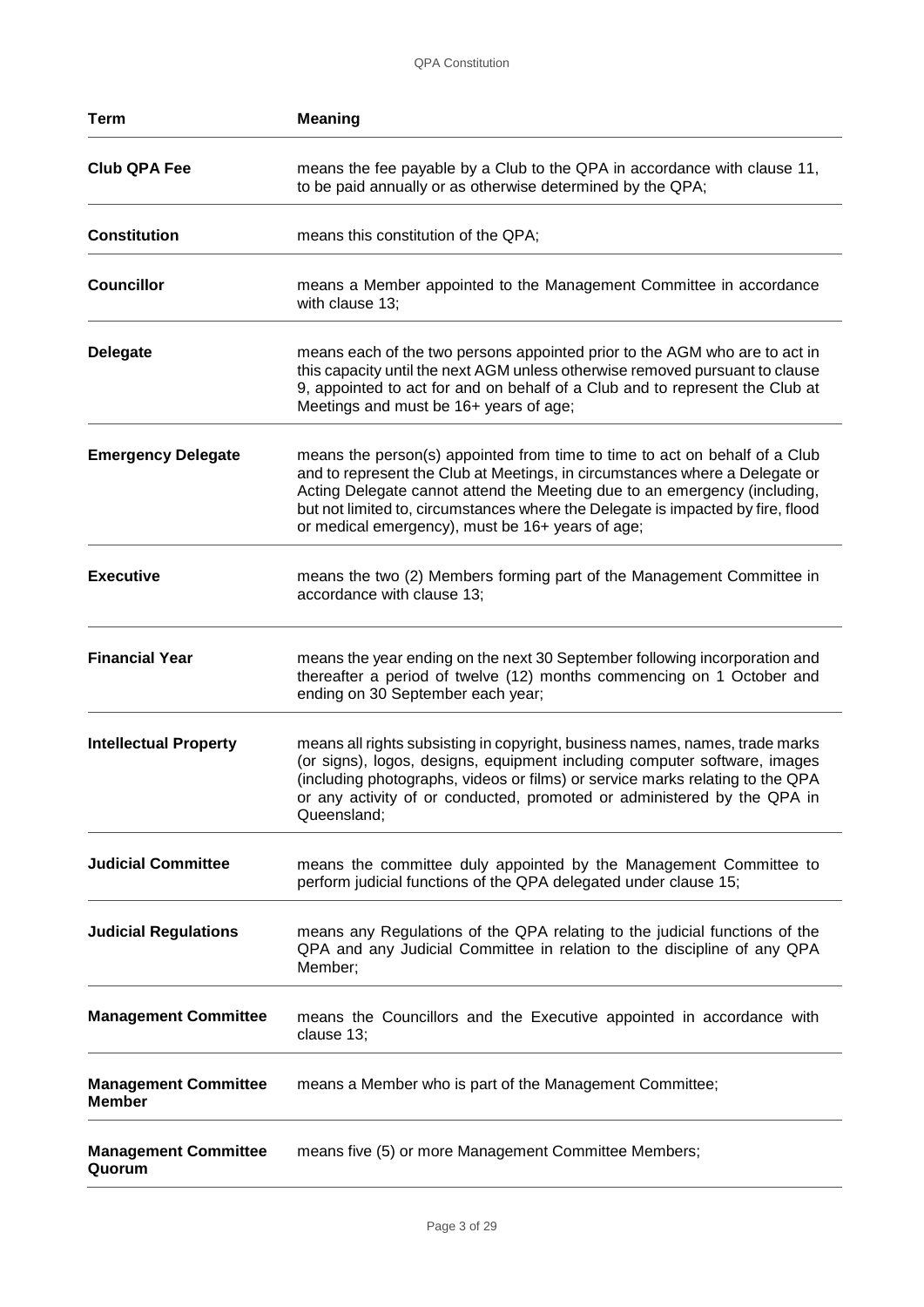| Term | Meaning |
| --- | --- |
| **Club QPA Fee** | means the fee payable by a Club to the QPA in accordance with clause 11, to be paid annually or as otherwise determined by the QPA; |
| **Constitution** | means this constitution of the QPA; |
| **Councillor** | means a Member appointed to the Management Committee in accordance with clause 13; |
| **Delegate** | means each of the two persons appointed prior to the AGM who are to act in this capacity until the next AGM unless otherwise removed pursuant to clause 9, appointed to act for and on behalf of a Club and to represent the Club at Meetings and must be 16+ years of age; |
| **Emergency Delegate** | means the person(s) appointed from time to time to act on behalf of a Club and to represent the Club at Meetings, in circumstances where a Delegate or Acting Delegate cannot attend the Meeting due to an emergency (including, but not limited to, circumstances where the Delegate is impacted by fire, flood or medical emergency), must be 16+ years of age; |
| **Executive** | means the two (2) Members forming part of the Management Committee in accordance with clause 13; |
| **Financial Year** | means the year ending on the next 30 September following incorporation and thereafter a period of twelve (12) months commencing on 1 October and ending on 30 September each year; |
| **Intellectual Property** | means all rights subsisting in copyright, business names, names, trade marks (or signs), logos, designs, equipment including computer software, images (including photographs, videos or films) or service marks relating to the QPA or any activity of or conducted, promoted or administered by the QPA in Queensland; |
| **Judicial Committee** | means the committee duly appointed by the Management Committee to perform judicial functions of the QPA delegated under clause 15; |
| **Judicial Regulations** | means any Regulations of the QPA relating to the judicial functions of the QPA and any Judicial Committee in relation to the discipline of any QPA Member; |
| **Management Committee** | means the Councillors and the Executive appointed in accordance with clause 13; |
| **Management Committee Member** | means a Member who is part of the Management Committee; |
| **Management Committee Quorum** | means five (5) or more Management Committee Members; |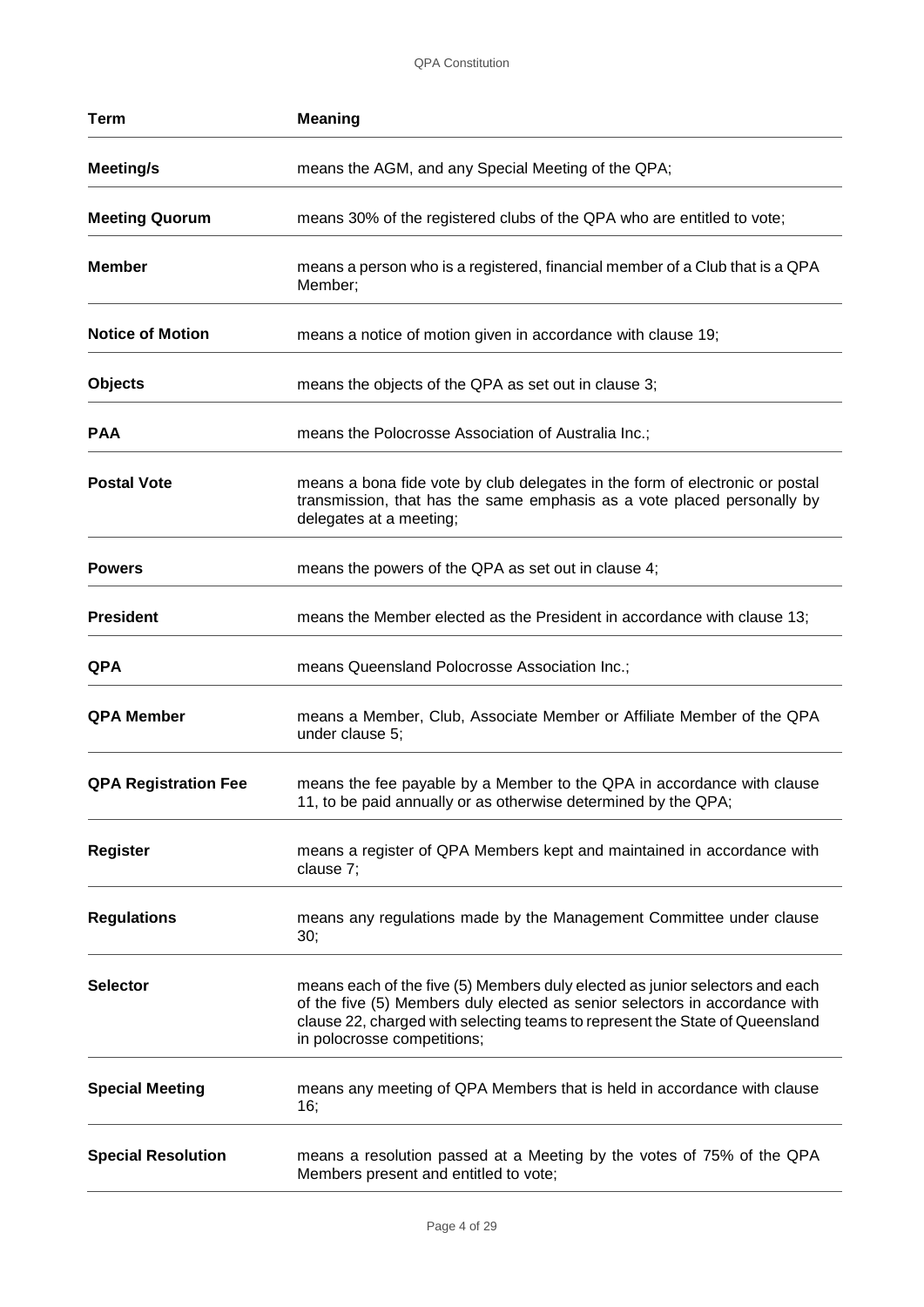| Term | Meaning |
| --- | --- |
| **Meeting/s** | means the AGM, and any Special Meeting of the QPA; |
| **Meeting Quorum** | means 30% of the registered clubs of the QPA who are entitled to vote; |
| **Member** | means a person who is a registered, financial member of a Club that is a QPA Member; |
| **Notice of Motion** | means a notice of motion given in accordance with clause 19; |
| **Objects** | means the objects of the QPA as set out in clause 3; |
| **PAA** | means the Polocrosse Association of Australia Inc.; |
| **Postal Vote** | means a bona fide vote by club delegates in the form of electronic or postal transmission, that has the same emphasis as a vote placed personally by delegates at a meeting; |
| **Powers** | means the powers of the QPA as set out in clause 4; |
| **President** | means the Member elected as the President in accordance with clause 13; |
| **QPA** | means Queensland Polocrosse Association Inc.; |
| **QPA Member** | means a Member, Club, Associate Member or Affiliate Member of the QPA under clause 5; |
| **QPA Registration Fee** | means the fee payable by a Member to the QPA in accordance with clause 11, to be paid annually or as otherwise determined by the QPA; |
| **Register** | means a register of QPA Members kept and maintained in accordance with clause 7; |
| **Regulations** | means any regulations made by the Management Committee under clause 30; |
| **Selector** | means each of the five (5) Members duly elected as junior selectors and each of the five (5) Members duly elected as senior selectors in accordance with clause 22, charged with selecting teams to represent the State of Queensland in polocrosse competitions; |
| **Special Meeting** | means any meeting of QPA Members that is held in accordance with clause 16; |
| **Special Resolution** | means a resolution passed at a Meeting by the votes of 75% of the QPA Members present and entitled to vote; |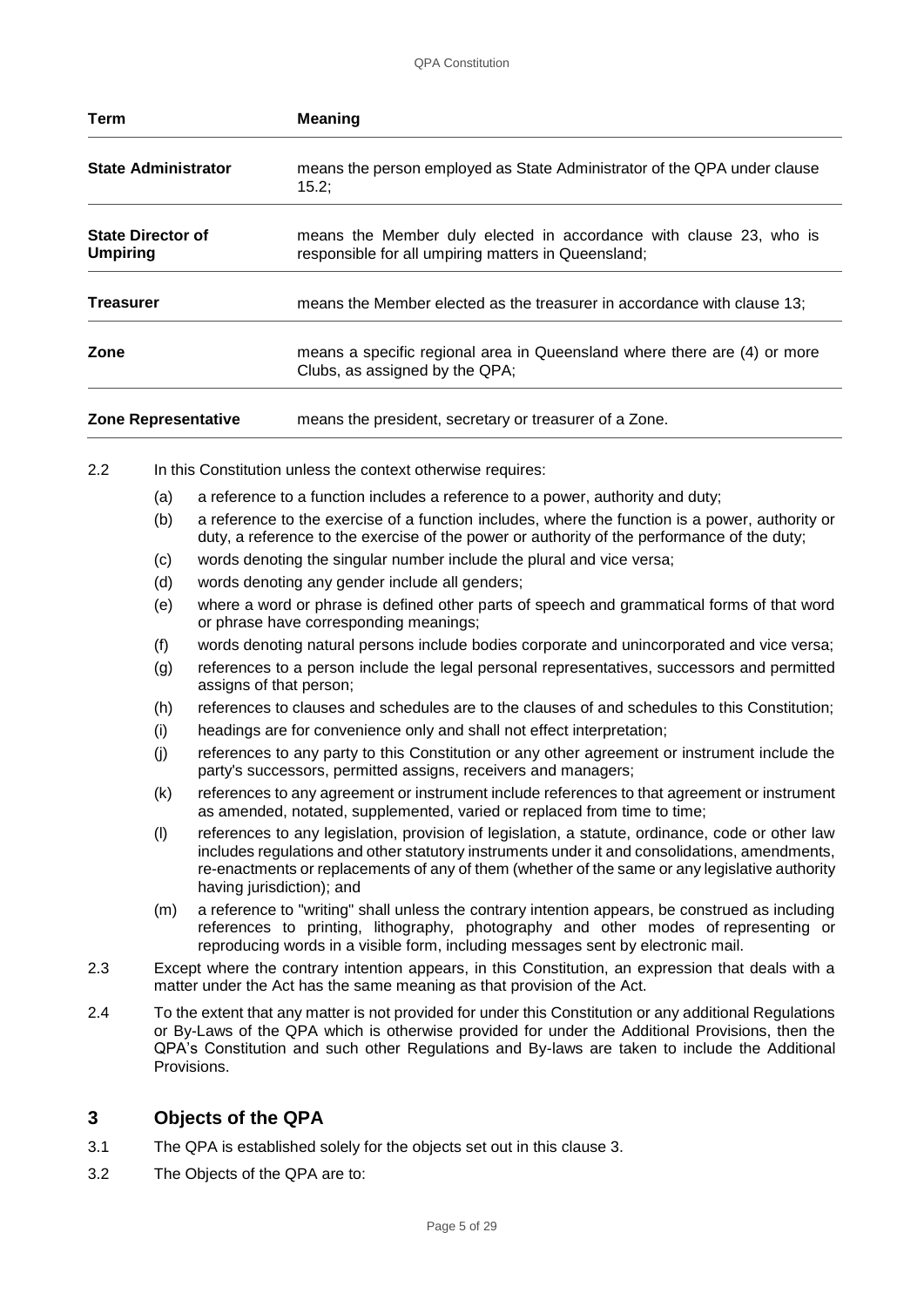| Term | Meaning |
|---|---|
| **State Administrator** | means the person employed as State Administrator of the QPA under clause 15.2; |
| **State Director of Umpiring** | means the Member duly elected in accordance with clause 23, who is responsible for all umpiring matters in Queensland; |
| **Treasurer** | means the Member elected as the treasurer in accordance with clause 13; |
| **Zone** | means a specific regional area in Queensland where there are (4) or more Clubs, as assigned by the QPA; |
| **Zone Representative** | means the president, secretary or treasurer of a Zone. |

2.2 In this Constitution unless the context otherwise requires:

(a) a reference to a function includes a reference to a power, authority and duty;

(b) a reference to the exercise of a function includes, where the function is a power, authority or duty, a reference to the exercise of the power or authority of the performance of the duty;

(c) words denoting the singular number include the plural and vice versa;

(d) words denoting any gender include all genders;

(e) where a word or phrase is defined other parts of speech and grammatical forms of that word or phrase have corresponding meanings;

(f) words denoting natural persons include bodies corporate and unincorporated and vice versa;

(g) references to a person include the legal personal representatives, successors and permitted assigns of that person;

(h) references to clauses and schedules are to the clauses of and schedules to this Constitution;

(i) headings are for convenience only and shall not effect interpretation;

(j) references to any party to this Constitution or any other agreement or instrument include the party's successors, permitted assigns, receivers and managers;

(k) references to any agreement or instrument include references to that agreement or instrument as amended, notated, supplemented, varied or replaced from time to time;

(l) references to any legislation, provision of legislation, a statute, ordinance, code or other law includes regulations and other statutory instruments under it and consolidations, amendments, re-enactments or replacements of any of them (whether of the same or any legislative authority having jurisdiction); and

(m) a reference to "writing" shall unless the contrary intention appears, be construed as including references to printing, lithography, photography and other modes of representing or reproducing words in a visible form, including messages sent by electronic mail.

2.3 Except where the contrary intention appears, in this Constitution, an expression that deals with a matter under the Act has the same meaning as that provision of the Act.

2.4 To the extent that any matter is not provided for under this Constitution or any additional Regulations or By-Laws of the QPA which is otherwise provided for under the Additional Provisions, then the QPA's Constitution and such other Regulations and By-laws are taken to include the Additional Provisions.

## 3 Objects of the QPA

3.1 The QPA is established solely for the objects set out in this clause 3.

3.2 The Objects of the QPA are to: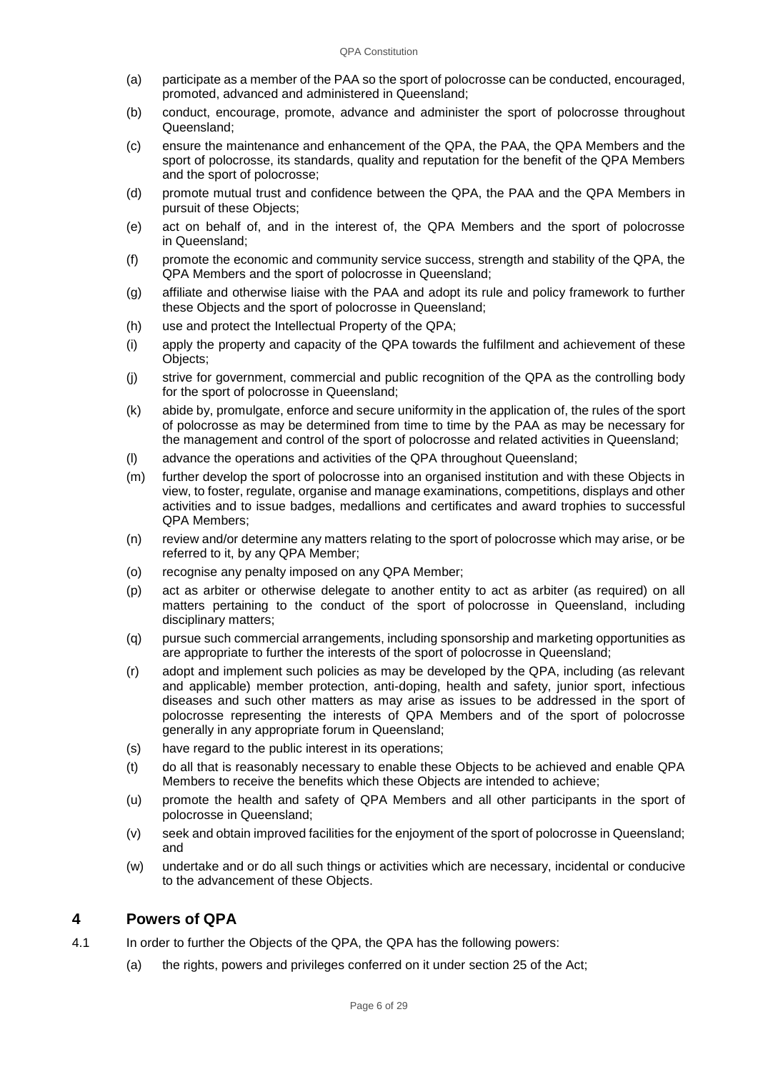(a) participate as a member of the PAA so the sport of polocrosse can be conducted, encouraged, promoted, advanced and administered in Queensland;

(b) conduct, encourage, promote, advance and administer the sport of polocrosse throughout Queensland;

(c) ensure the maintenance and enhancement of the QPA, the PAA, the QPA Members and the sport of polocrosse, its standards, quality and reputation for the benefit of the QPA Members and the sport of polocrosse;

(d) promote mutual trust and confidence between the QPA, the PAA and the QPA Members in pursuit of these Objects;

(e) act on behalf of, and in the interest of, the QPA Members and the sport of polocrosse in Queensland;

(f) promote the economic and community service success, strength and stability of the QPA, the QPA Members and the sport of polocrosse in Queensland;

(g) affiliate and otherwise liaise with the PAA and adopt its rule and policy framework to further these Objects and the sport of polocrosse in Queensland;

(h) use and protect the Intellectual Property of the QPA;

(i) apply the property and capacity of the QPA towards the fulfilment and achievement of these Objects;

(j) strive for government, commercial and public recognition of the QPA as the controlling body for the sport of polocrosse in Queensland;

(k) abide by, promulgate, enforce and secure uniformity in the application of, the rules of the sport of polocrosse as may be determined from time to time by the PAA as may be necessary for the management and control of the sport of polocrosse and related activities in Queensland;

(l) advance the operations and activities of the QPA throughout Queensland;

(m) further develop the sport of polocrosse into an organised institution and with these Objects in view, to foster, regulate, organise and manage examinations, competitions, displays and other activities and to issue badges, medallions and certificates and award trophies to successful QPA Members;

(n) review and/or determine any matters relating to the sport of polocrosse which may arise, or be referred to it, by any QPA Member;

(o) recognise any penalty imposed on any QPA Member;

(p) act as arbiter or otherwise delegate to another entity to act as arbiter (as required) on all matters pertaining to the conduct of the sport of polocrosse in Queensland, including disciplinary matters;

(q) pursue such commercial arrangements, including sponsorship and marketing opportunities as are appropriate to further the interests of the sport of polocrosse in Queensland;

(r) adopt and implement such policies as may be developed by the QPA, including (as relevant and applicable) member protection, anti-doping, health and safety, junior sport, infectious diseases and such other matters as may arise as issues to be addressed in the sport of polocrosse representing the interests of QPA Members and of the sport of polocrosse generally in any appropriate forum in Queensland;

(s) have regard to the public interest in its operations;

(t) do all that is reasonably necessary to enable these Objects to be achieved and enable QPA Members to receive the benefits which these Objects are intended to achieve;

(u) promote the health and safety of QPA Members and all other participants in the sport of polocrosse in Queensland;

(v) seek and obtain improved facilities for the enjoyment of the sport of polocrosse in Queensland; and

(w) undertake and or do all such things or activities which are necessary, incidental or conducive to the advancement of these Objects.

## 4 Powers of QPA

4.1 In order to further the Objects of the QPA, the QPA has the following powers:

(a) the rights, powers and privileges conferred on it under section 25 of the Act;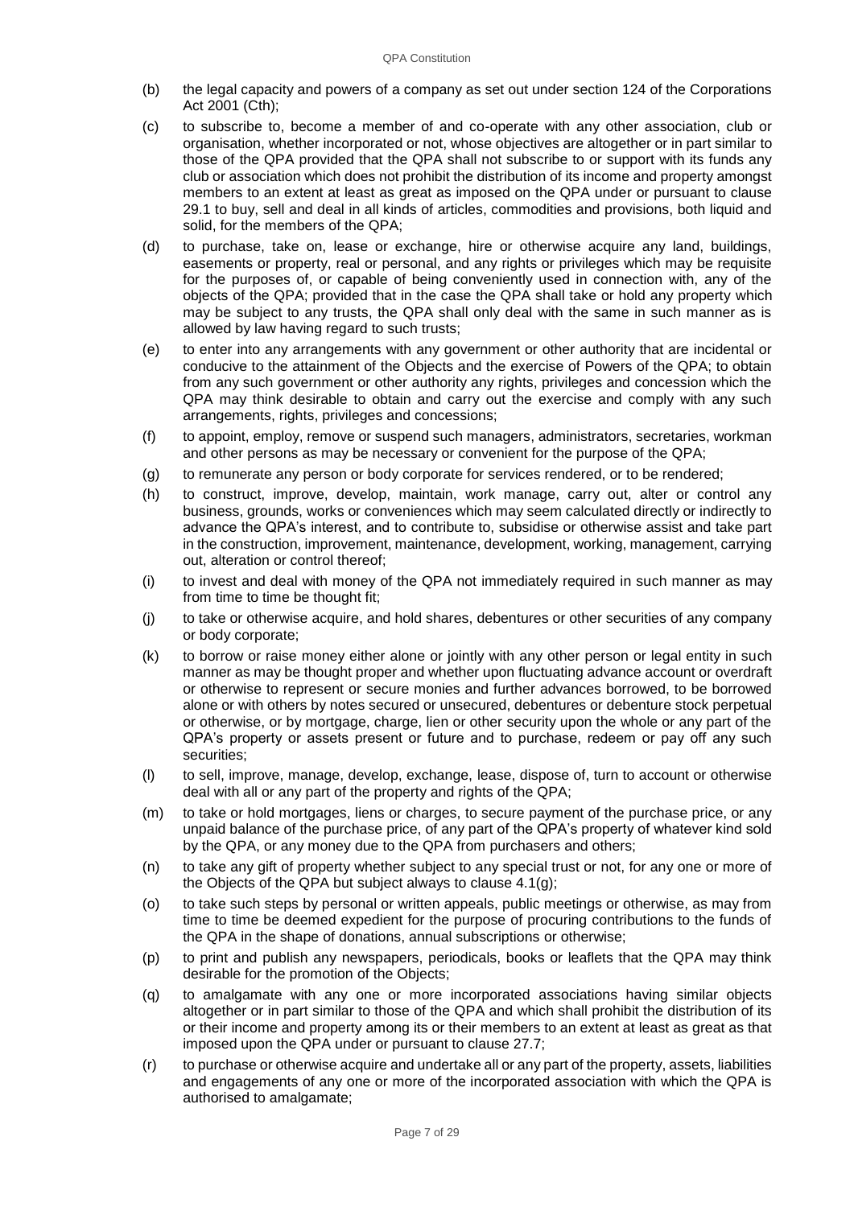(b) the legal capacity and powers of a company as set out under section 124 of the Corporations Act 2001 (Cth);

(c) to subscribe to, become a member of and co-operate with any other association, club or organisation, whether incorporated or not, whose objectives are altogether or in part similar to those of the QPA provided that the QPA shall not subscribe to or support with its funds any club or association which does not prohibit the distribution of its income and property amongst members to an extent at least as great as imposed on the QPA under or pursuant to clause 29.1 to buy, sell and deal in all kinds of articles, commodities and provisions, both liquid and solid, for the members of the QPA;

(d) to purchase, take on, lease or exchange, hire or otherwise acquire any land, buildings, easements or property, real or personal, and any rights or privileges which may be requisite for the purposes of, or capable of being conveniently used in connection with, any of the objects of the QPA; provided that in the case the QPA shall take or hold any property which may be subject to any trusts, the QPA shall only deal with the same in such manner as is allowed by law having regard to such trusts;

(e) to enter into any arrangements with any government or other authority that are incidental or conducive to the attainment of the Objects and the exercise of Powers of the QPA; to obtain from any such government or other authority any rights, privileges and concession which the QPA may think desirable to obtain and carry out the exercise and comply with any such arrangements, rights, privileges and concessions;

(f) to appoint, employ, remove or suspend such managers, administrators, secretaries, workman and other persons as may be necessary or convenient for the purpose of the QPA;

(g) to remunerate any person or body corporate for services rendered, or to be rendered;

(h) to construct, improve, develop, maintain, work manage, carry out, alter or control any business, grounds, works or conveniences which may seem calculated directly or indirectly to advance the QPA's interest, and to contribute to, subsidise or otherwise assist and take part in the construction, improvement, maintenance, development, working, management, carrying out, alteration or control thereof;

(i) to invest and deal with money of the QPA not immediately required in such manner as may from time to time be thought fit;

(j) to take or otherwise acquire, and hold shares, debentures or other securities of any company or body corporate;

(k) to borrow or raise money either alone or jointly with any other person or legal entity in such manner as may be thought proper and whether upon fluctuating advance account or overdraft or otherwise to represent or secure monies and further advances borrowed, to be borrowed alone or with others by notes secured or unsecured, debentures or debenture stock perpetual or otherwise, or by mortgage, charge, lien or other security upon the whole or any part of the QPA's property or assets present or future and to purchase, redeem or pay off any such securities;

(l) to sell, improve, manage, develop, exchange, lease, dispose of, turn to account or otherwise deal with all or any part of the property and rights of the QPA;

(m) to take or hold mortgages, liens or charges, to secure payment of the purchase price, or any unpaid balance of the purchase price, of any part of the QPA's property of whatever kind sold by the QPA, or any money due to the QPA from purchasers and others;

(n) to take any gift of property whether subject to any special trust or not, for any one or more of the Objects of the QPA but subject always to clause 4.1(g);

(o) to take such steps by personal or written appeals, public meetings or otherwise, as may from time to time be deemed expedient for the purpose of procuring contributions to the funds of the QPA in the shape of donations, annual subscriptions or otherwise;

(p) to print and publish any newspapers, periodicals, books or leaflets that the QPA may think desirable for the promotion of the Objects;

(q) to amalgamate with any one or more incorporated associations having similar objects altogether or in part similar to those of the QPA and which shall prohibit the distribution of its or their income and property among its or their members to an extent at least as great as that imposed upon the QPA under or pursuant to clause 27.7;

(r) to purchase or otherwise acquire and undertake all or any part of the property, assets, liabilities and engagements of any one or more of the incorporated association with which the QPA is authorised to amalgamate;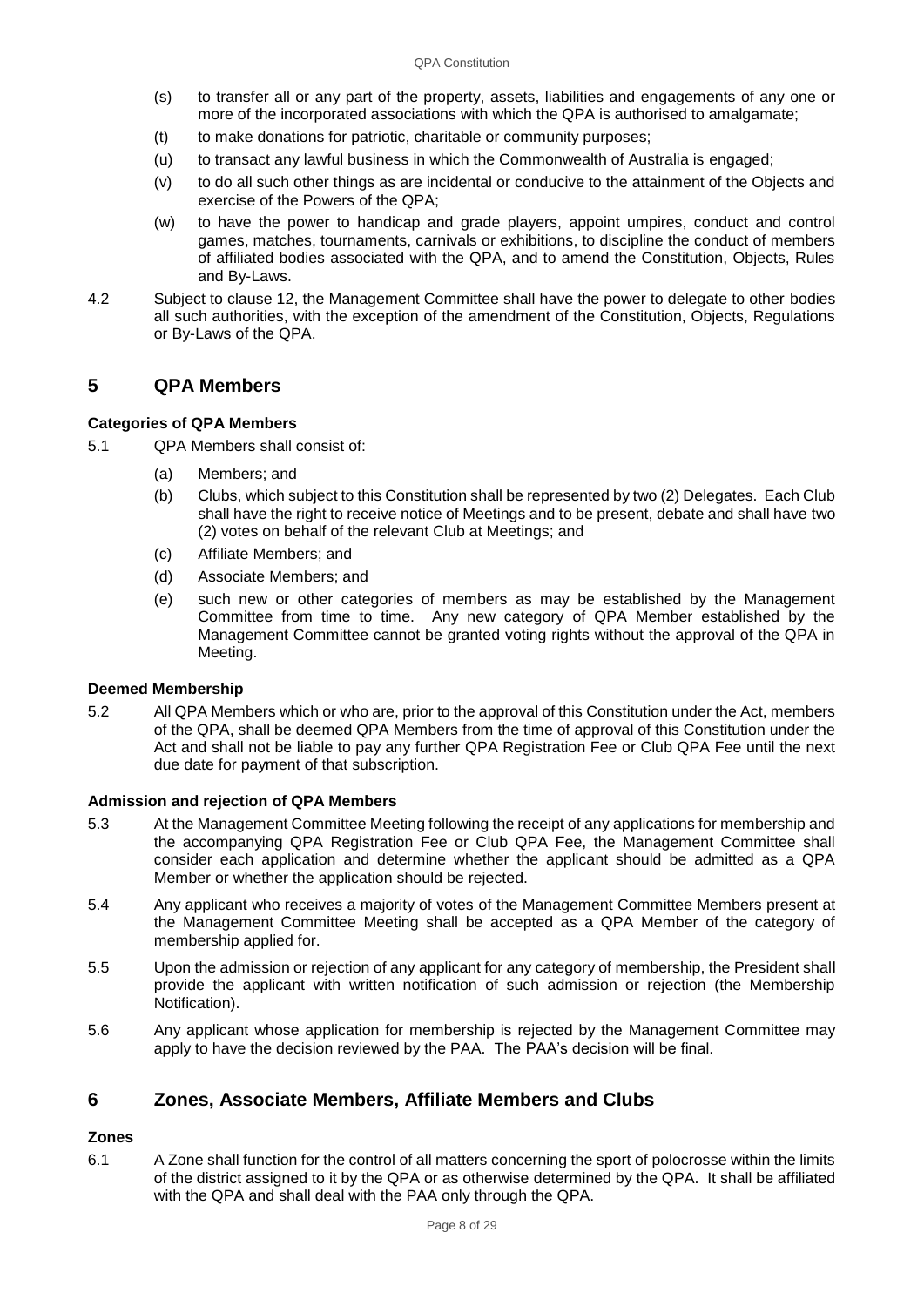(s) to transfer all or any part of the property, assets, liabilities and engagements of any one or more of the incorporated associations with which the QPA is authorised to amalgamate;

(t) to make donations for patriotic, charitable or community purposes;

(u) to transact any lawful business in which the Commonwealth of Australia is engaged;

(v) to do all such other things as are incidental or conducive to the attainment of the Objects and exercise of the Powers of the QPA;

(w) to have the power to handicap and grade players, appoint umpires, conduct and control games, matches, tournaments, carnivals or exhibitions, to discipline the conduct of members of affiliated bodies associated with the QPA, and to amend the Constitution, Objects, Rules and By-Laws.

4.2 Subject to clause 12, the Management Committee shall have the power to delegate to other bodies all such authorities, with the exception of the amendment of the Constitution, Objects, Regulations or By-Laws of the QPA.

# 5 QPA Members

**Categories of QPA Members**

5.1 QPA Members shall consist of:

(a) Members; and

(b) Clubs, which subject to this Constitution shall be represented by two (2) Delegates. Each Club shall have the right to receive notice of Meetings and to be present, debate and shall have two (2) votes on behalf of the relevant Club at Meetings; and

(c) Affiliate Members; and

(d) Associate Members; and

(e) such new or other categories of members as may be established by the Management Committee from time to time. Any new category of QPA Member established by the Management Committee cannot be granted voting rights without the approval of the QPA in Meeting.

**Deemed Membership**

5.2 All QPA Members which or who are, prior to the approval of this Constitution under the Act, members of the QPA, shall be deemed QPA Members from the time of approval of this Constitution under the Act and shall not be liable to pay any further QPA Registration Fee or Club QPA Fee until the next due date for payment of that subscription.

**Admission and rejection of QPA Members**

5.3 At the Management Committee Meeting following the receipt of any applications for membership and the accompanying QPA Registration Fee or Club QPA Fee, the Management Committee shall consider each application and determine whether the applicant should be admitted as a QPA Member or whether the application should be rejected.

5.4 Any applicant who receives a majority of votes of the Management Committee Members present at the Management Committee Meeting shall be accepted as a QPA Member of the category of membership applied for.

5.5 Upon the admission or rejection of any applicant for any category of membership, the President shall provide the applicant with written notification of such admission or rejection (the Membership Notification).

5.6 Any applicant whose application for membership is rejected by the Management Committee may apply to have the decision reviewed by the PAA. The PAA's decision will be final.

# 6 Zones, Associate Members, Affiliate Members and Clubs

**Zones**

6.1 A Zone shall function for the control of all matters concerning the sport of polocrosse within the limits of the district assigned to it by the QPA or as otherwise determined by the QPA. It shall be affiliated with the QPA and shall deal with the PAA only through the QPA.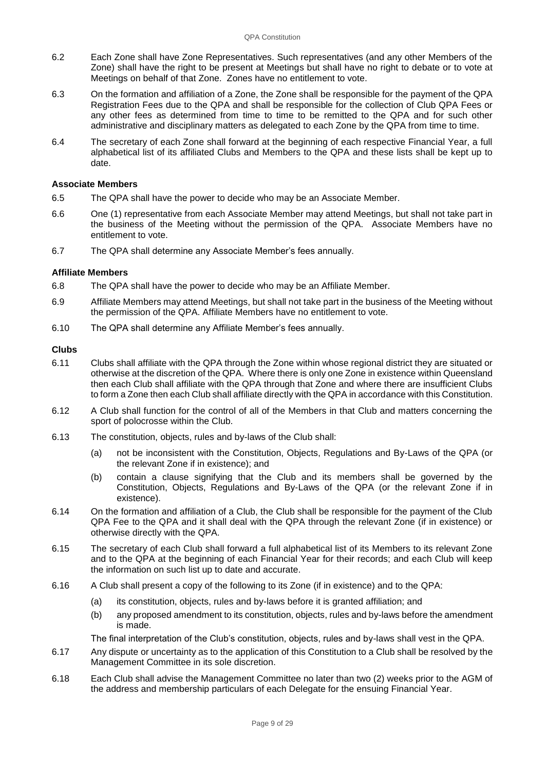6.2 Each Zone shall have Zone Representatives. Such representatives (and any other Members of the Zone) shall have the right to be present at Meetings but shall have no right to debate or to vote at Meetings on behalf of that Zone. Zones have no entitlement to vote.

6.3 On the formation and affiliation of a Zone, the Zone shall be responsible for the payment of the QPA Registration Fees due to the QPA and shall be responsible for the collection of Club QPA Fees or any other fees as determined from time to time to be remitted to the QPA and for such other administrative and disciplinary matters as delegated to each Zone by the QPA from time to time.

6.4 The secretary of each Zone shall forward at the beginning of each respective Financial Year, a full alphabetical list of its affiliated Clubs and Members to the QPA and these lists shall be kept up to date.

**Associate Members**

6.5 The QPA shall have the power to decide who may be an Associate Member.

6.6 One (1) representative from each Associate Member may attend Meetings, but shall not take part in the business of the Meeting without the permission of the QPA. Associate Members have no entitlement to vote.

6.7 The QPA shall determine any Associate Member's fees annually.

**Affiliate Members**

6.8 The QPA shall have the power to decide who may be an Affiliate Member.

6.9 Affiliate Members may attend Meetings, but shall not take part in the business of the Meeting without the permission of the QPA. Affiliate Members have no entitlement to vote.

6.10 The QPA shall determine any Affiliate Member's fees annually.

**Clubs**

6.11 Clubs shall affiliate with the QPA through the Zone within whose regional district they are situated or otherwise at the discretion of the QPA. Where there is only one Zone in existence within Queensland then each Club shall affiliate with the QPA through that Zone and where there are insufficient Clubs to form a Zone then each Club shall affiliate directly with the QPA in accordance with this Constitution.

6.12 A Club shall function for the control of all of the Members in that Club and matters concerning the sport of polocrosse within the Club.

6.13 The constitution, objects, rules and by-laws of the Club shall:

(a) not be inconsistent with the Constitution, Objects, Regulations and By-Laws of the QPA (or the relevant Zone if in existence); and

(b) contain a clause signifying that the Club and its members shall be governed by the Constitution, Objects, Regulations and By-Laws of the QPA (or the relevant Zone if in existence).

6.14 On the formation and affiliation of a Club, the Club shall be responsible for the payment of the Club QPA Fee to the QPA and it shall deal with the QPA through the relevant Zone (if in existence) or otherwise directly with the QPA.

6.15 The secretary of each Club shall forward a full alphabetical list of its Members to its relevant Zone and to the QPA at the beginning of each Financial Year for their records; and each Club will keep the information on such list up to date and accurate.

6.16 A Club shall present a copy of the following to its Zone (if in existence) and to the QPA:

(a) its constitution, objects, rules and by-laws before it is granted affiliation; and

(b) any proposed amendment to its constitution, objects, rules and by-laws before the amendment is made.

The final interpretation of the Club's constitution, objects, rules and by-laws shall vest in the QPA.

6.17 Any dispute or uncertainty as to the application of this Constitution to a Club shall be resolved by the Management Committee in its sole discretion.

6.18 Each Club shall advise the Management Committee no later than two (2) weeks prior to the AGM of the address and membership particulars of each Delegate for the ensuing Financial Year.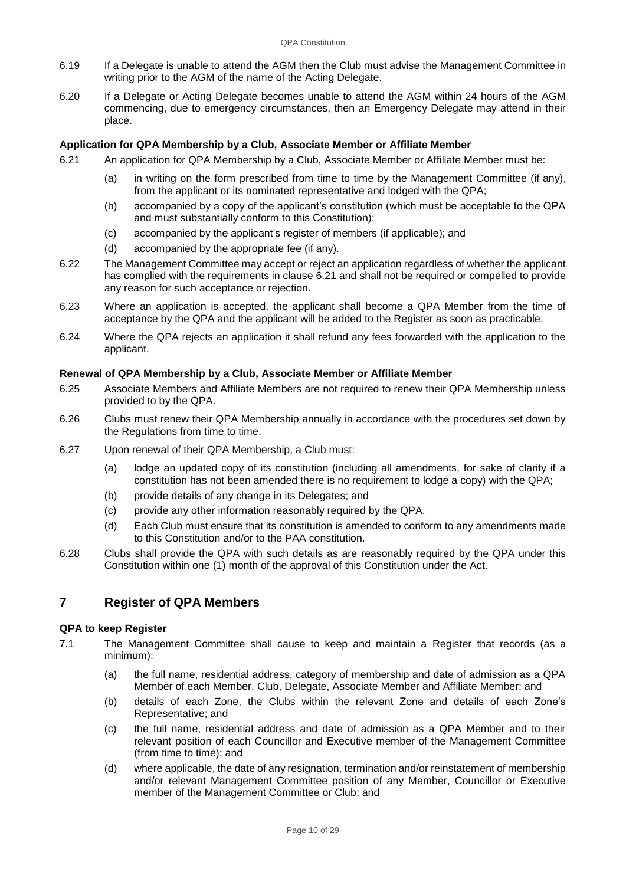6.19 If a Delegate is unable to attend the AGM then the Club must advise the Management Committee in writing prior to the AGM of the name of the Acting Delegate.

6.20 If a Delegate or Acting Delegate becomes unable to attend the AGM within 24 hours of the AGM commencing, due to emergency circumstances, then an Emergency Delegate may attend in their place.

**Application for QPA Membership by a Club, Associate Member or Affiliate Member**

6.21 An application for QPA Membership by a Club, Associate Member or Affiliate Member must be:

(a) in writing on the form prescribed from time to time by the Management Committee (if any), from the applicant or its nominated representative and lodged with the QPA;

(b) accompanied by a copy of the applicant's constitution (which must be acceptable to the QPA and must substantially conform to this Constitution);

(c) accompanied by the applicant's register of members (if applicable); and

(d) accompanied by the appropriate fee (if any).

6.22 The Management Committee may accept or reject an application regardless of whether the applicant has complied with the requirements in clause 6.21 and shall not be required or compelled to provide any reason for such acceptance or rejection.

6.23 Where an application is accepted, the applicant shall become a QPA Member from the time of acceptance by the QPA and the applicant will be added to the Register as soon as practicable.

6.24 Where the QPA rejects an application it shall refund any fees forwarded with the application to the applicant.

**Renewal of QPA Membership by a Club, Associate Member or Affiliate Member**

6.25 Associate Members and Affiliate Members are not required to renew their QPA Membership unless provided to by the QPA.

6.26 Clubs must renew their QPA Membership annually in accordance with the procedures set down by the Regulations from time to time.

6.27 Upon renewal of their QPA Membership, a Club must:

(a) lodge an updated copy of its constitution (including all amendments, for sake of clarity if a constitution has not been amended there is no requirement to lodge a copy) with the QPA;

(b) provide details of any change in its Delegates; and

(c) provide any other information reasonably required by the QPA.

(d) Each Club must ensure that its constitution is amended to conform to any amendments made to this Constitution and/or to the PAA constitution.

6.28 Clubs shall provide the QPA with such details as are reasonably required by the QPA under this Constitution within one (1) month of the approval of this Constitution under the Act.

# 7 Register of QPA Members

**QPA to keep Register**

7.1 The Management Committee shall cause to keep and maintain a Register that records (as a minimum):

(a) the full name, residential address, category of membership and date of admission as a QPA Member of each Member, Club, Delegate, Associate Member and Affiliate Member; and

(b) details of each Zone, the Clubs within the relevant Zone and details of each Zone's Representative; and

(c) the full name, residential address and date of admission as a QPA Member and to their relevant position of each Councillor and Executive member of the Management Committee (from time to time); and

(d) where applicable, the date of any resignation, termination and/or reinstatement of membership and/or relevant Management Committee position of any Member, Councillor or Executive member of the Management Committee or Club; and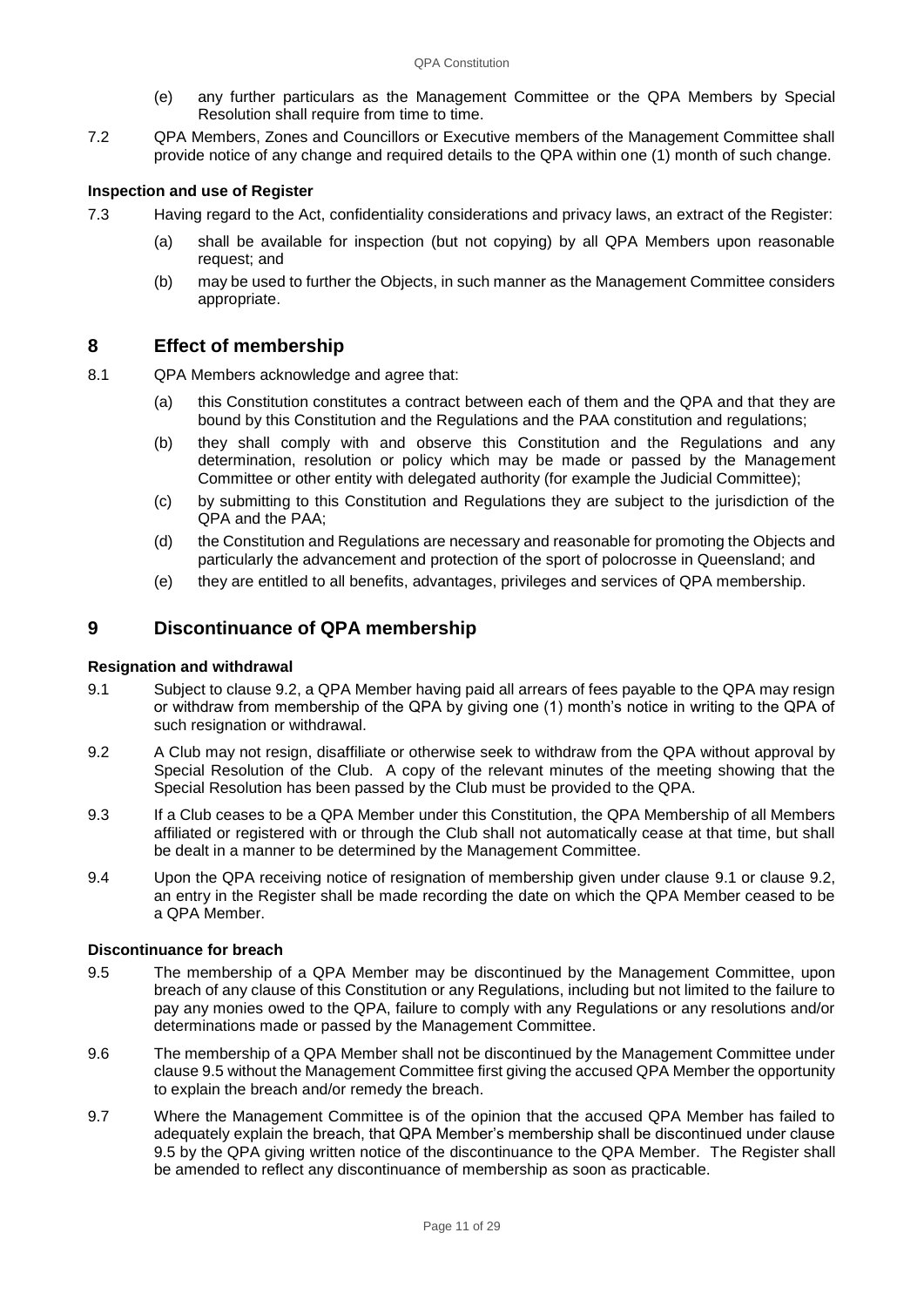(e) any further particulars as the Management Committee or the QPA Members by Special Resolution shall require from time to time.

7.2 QPA Members, Zones and Councillors or Executive members of the Management Committee shall provide notice of any change and required details to the QPA within one (1) month of such change.

**Inspection and use of Register**

7.3 Having regard to the Act, confidentiality considerations and privacy laws, an extract of the Register:

(a) shall be available for inspection (but not copying) by all QPA Members upon reasonable request; and

(b) may be used to further the Objects, in such manner as the Management Committee considers appropriate.

## 8 Effect of membership

8.1 QPA Members acknowledge and agree that:

(a) this Constitution constitutes a contract between each of them and the QPA and that they are bound by this Constitution and the Regulations and the PAA constitution and regulations;

(b) they shall comply with and observe this Constitution and the Regulations and any determination, resolution or policy which may be made or passed by the Management Committee or other entity with delegated authority (for example the Judicial Committee);

(c) by submitting to this Constitution and Regulations they are subject to the jurisdiction of the QPA and the PAA;

(d) the Constitution and Regulations are necessary and reasonable for promoting the Objects and particularly the advancement and protection of the sport of polocrosse in Queensland; and

(e) they are entitled to all benefits, advantages, privileges and services of QPA membership.

## 9 Discontinuance of QPA membership

**Resignation and withdrawal**

9.1 Subject to clause 9.2, a QPA Member having paid all arrears of fees payable to the QPA may resign or withdraw from membership of the QPA by giving one (1) month's notice in writing to the QPA of such resignation or withdrawal.

9.2 A Club may not resign, disaffiliate or otherwise seek to withdraw from the QPA without approval by Special Resolution of the Club. A copy of the relevant minutes of the meeting showing that the Special Resolution has been passed by the Club must be provided to the QPA.

9.3 If a Club ceases to be a QPA Member under this Constitution, the QPA Membership of all Members affiliated or registered with or through the Club shall not automatically cease at that time, but shall be dealt in a manner to be determined by the Management Committee.

9.4 Upon the QPA receiving notice of resignation of membership given under clause 9.1 or clause 9.2, an entry in the Register shall be made recording the date on which the QPA Member ceased to be a QPA Member.

**Discontinuance for breach**

9.5 The membership of a QPA Member may be discontinued by the Management Committee, upon breach of any clause of this Constitution or any Regulations, including but not limited to the failure to pay any monies owed to the QPA, failure to comply with any Regulations or any resolutions and/or determinations made or passed by the Management Committee.

9.6 The membership of a QPA Member shall not be discontinued by the Management Committee under clause 9.5 without the Management Committee first giving the accused QPA Member the opportunity to explain the breach and/or remedy the breach.

9.7 Where the Management Committee is of the opinion that the accused QPA Member has failed to adequately explain the breach, that QPA Member's membership shall be discontinued under clause 9.5 by the QPA giving written notice of the discontinuance to the QPA Member. The Register shall be amended to reflect any discontinuance of membership as soon as practicable.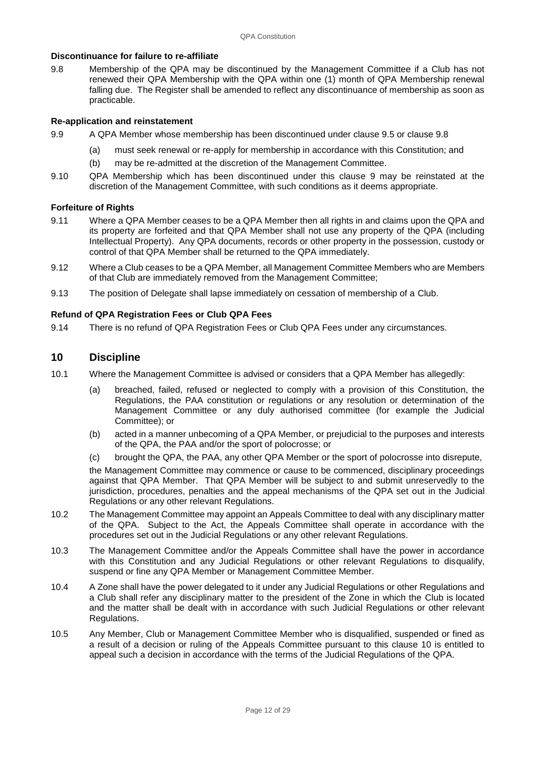**Discontinuance for failure to re-affiliate**

9.8 Membership of the QPA may be discontinued by the Management Committee if a Club has not renewed their QPA Membership with the QPA within one (1) month of QPA Membership renewal falling due. The Register shall be amended to reflect any discontinuance of membership as soon as practicable.

**Re-application and reinstatement**

9.9 A QPA Member whose membership has been discontinued under clause 9.5 or clause 9.8

- (a) must seek renewal or re-apply for membership in accordance with this Constitution; and
- (b) may be re-admitted at the discretion of the Management Committee.

9.10 QPA Membership which has been discontinued under this clause 9 may be reinstated at the discretion of the Management Committee, with such conditions as it deems appropriate.

**Forfeiture of Rights**

9.11 Where a QPA Member ceases to be a QPA Member then all rights in and claims upon the QPA and its property are forfeited and that QPA Member shall not use any property of the QPA (including Intellectual Property). Any QPA documents, records or other property in the possession, custody or control of that QPA Member shall be returned to the QPA immediately.

9.12 Where a Club ceases to be a QPA Member, all Management Committee Members who are Members of that Club are immediately removed from the Management Committee;

9.13 The position of Delegate shall lapse immediately on cessation of membership of a Club.

**Refund of QPA Registration Fees or Club QPA Fees**

9.14 There is no refund of QPA Registration Fees or Club QPA Fees under any circumstances.

## 10 Discipline

10.1 Where the Management Committee is advised or considers that a QPA Member has allegedly:

- (a) breached, failed, refused or neglected to comply with a provision of this Constitution, the Regulations, the PAA constitution or regulations or any resolution or determination of the Management Committee or any duly authorised committee (for example the Judicial Committee); or
- (b) acted in a manner unbecoming of a QPA Member, or prejudicial to the purposes and interests of the QPA, the PAA and/or the sport of polocrosse; or
- (c) brought the QPA, the PAA, any other QPA Member or the sport of polocrosse into disrepute,

the Management Committee may commence or cause to be commenced, disciplinary proceedings against that QPA Member. That QPA Member will be subject to and submit unreservedly to the jurisdiction, procedures, penalties and the appeal mechanisms of the QPA set out in the Judicial Regulations or any other relevant Regulations.

10.2 The Management Committee may appoint an Appeals Committee to deal with any disciplinary matter of the QPA. Subject to the Act, the Appeals Committee shall operate in accordance with the procedures set out in the Judicial Regulations or any other relevant Regulations.

10.3 The Management Committee and/or the Appeals Committee shall have the power in accordance with this Constitution and any Judicial Regulations or other relevant Regulations to disqualify, suspend or fine any QPA Member or Management Committee Member.

10.4 A Zone shall have the power delegated to it under any Judicial Regulations or other Regulations and a Club shall refer any disciplinary matter to the president of the Zone in which the Club is located and the matter shall be dealt with in accordance with such Judicial Regulations or other relevant Regulations.

10.5 Any Member, Club or Management Committee Member who is disqualified, suspended or fined as a result of a decision or ruling of the Appeals Committee pursuant to this clause 10 is entitled to appeal such a decision in accordance with the terms of the Judicial Regulations of the QPA.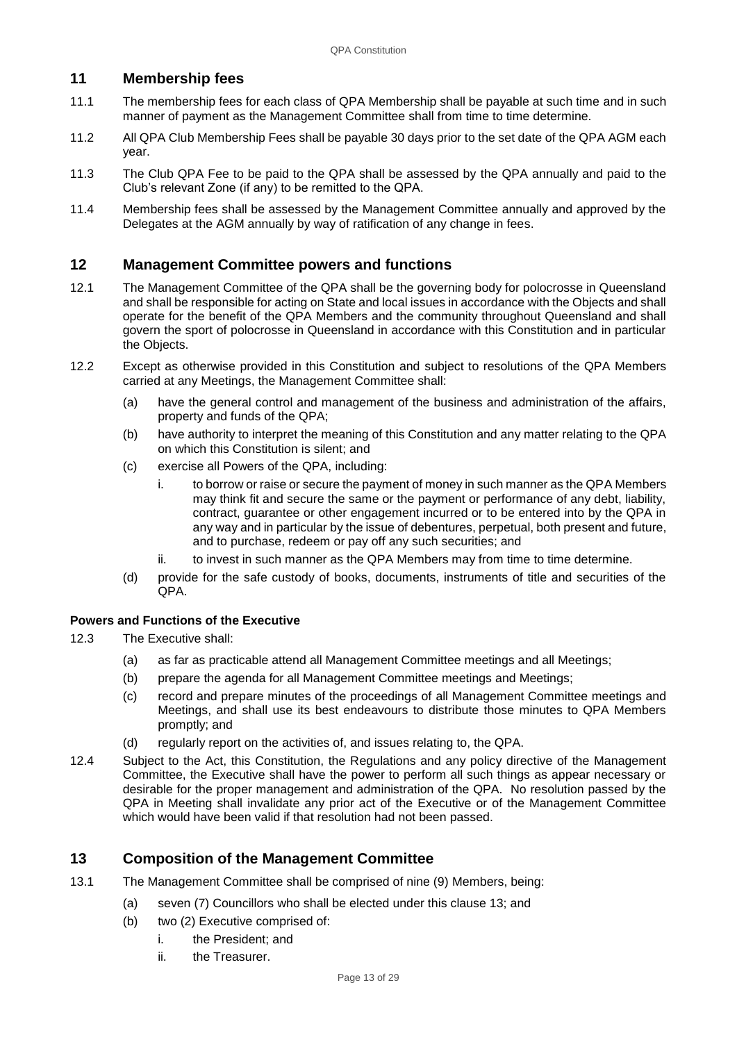## 11 Membership fees

11.1 The membership fees for each class of QPA Membership shall be payable at such time and in such manner of payment as the Management Committee shall from time to time determine.

11.2 All QPA Club Membership Fees shall be payable 30 days prior to the set date of the QPA AGM each year.

11.3 The Club QPA Fee to be paid to the QPA shall be assessed by the QPA annually and paid to the Club's relevant Zone (if any) to be remitted to the QPA.

11.4 Membership fees shall be assessed by the Management Committee annually and approved by the Delegates at the AGM annually by way of ratification of any change in fees.

## 12 Management Committee powers and functions

12.1 The Management Committee of the QPA shall be the governing body for polocrosse in Queensland and shall be responsible for acting on State and local issues in accordance with the Objects and shall operate for the benefit of the QPA Members and the community throughout Queensland and shall govern the sport of polocrosse in Queensland in accordance with this Constitution and in particular the Objects.

12.2 Except as otherwise provided in this Constitution and subject to resolutions of the QPA Members carried at any Meetings, the Management Committee shall:

(a) have the general control and management of the business and administration of the affairs, property and funds of the QPA;

(b) have authority to interpret the meaning of this Constitution and any matter relating to the QPA on which this Constitution is silent; and

(c) exercise all Powers of the QPA, including:

i. to borrow or raise or secure the payment of money in such manner as the QPA Members may think fit and secure the same or the payment or performance of any debt, liability, contract, guarantee or other engagement incurred or to be entered into by the QPA in any way and in particular by the issue of debentures, perpetual, both present and future, and to purchase, redeem or pay off any such securities; and

ii. to invest in such manner as the QPA Members may from time to time determine.

(d) provide for the safe custody of books, documents, instruments of title and securities of the QPA.

**Powers and Functions of the Executive**

12.3 The Executive shall:

(a) as far as practicable attend all Management Committee meetings and all Meetings;

(b) prepare the agenda for all Management Committee meetings and Meetings;

(c) record and prepare minutes of the proceedings of all Management Committee meetings and Meetings, and shall use its best endeavours to distribute those minutes to QPA Members promptly; and

(d) regularly report on the activities of, and issues relating to, the QPA.

12.4 Subject to the Act, this Constitution, the Regulations and any policy directive of the Management Committee, the Executive shall have the power to perform all such things as appear necessary or desirable for the proper management and administration of the QPA. No resolution passed by the QPA in Meeting shall invalidate any prior act of the Executive or of the Management Committee which would have been valid if that resolution had not been passed.

## 13 Composition of the Management Committee

13.1 The Management Committee shall be comprised of nine (9) Members, being:

(a) seven (7) Councillors who shall be elected under this clause 13; and

(b) two (2) Executive comprised of:

i. the President; and

ii. the Treasurer.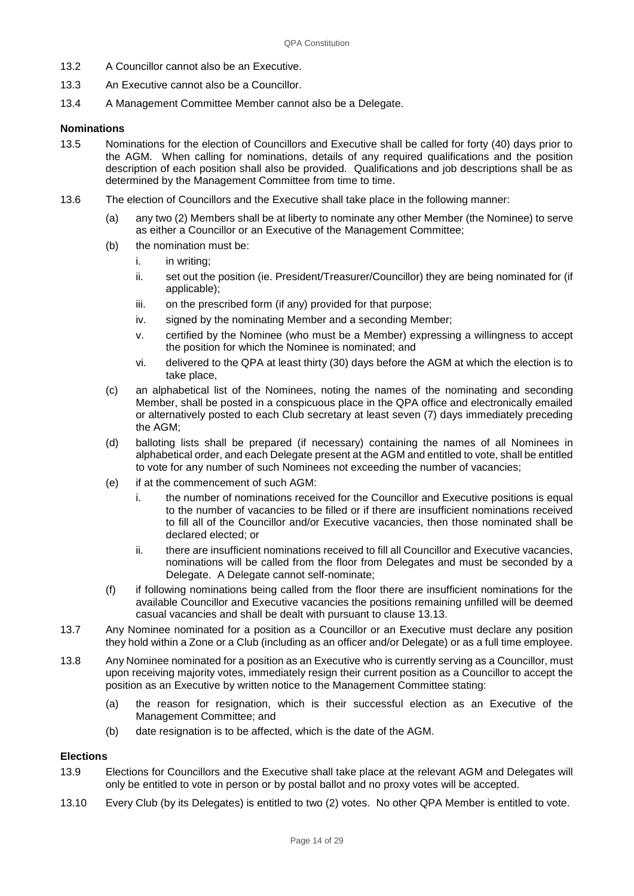13.2 A Councillor cannot also be an Executive.

13.3 An Executive cannot also be a Councillor.

13.4 A Management Committee Member cannot also be a Delegate.

**Nominations**

13.5 Nominations for the election of Councillors and Executive shall be called for forty (40) days prior to the AGM. When calling for nominations, details of any required qualifications and the position description of each position shall also be provided. Qualifications and job descriptions shall be as determined by the Management Committee from time to time.

13.6 The election of Councillors and the Executive shall take place in the following manner:

(a) any two (2) Members shall be at liberty to nominate any other Member (the Nominee) to serve as either a Councillor or an Executive of the Management Committee;

(b) the nomination must be:

i. in writing;

ii. set out the position (ie. President/Treasurer/Councillor) they are being nominated for (if applicable);

iii. on the prescribed form (if any) provided for that purpose;

iv. signed by the nominating Member and a seconding Member;

v. certified by the Nominee (who must be a Member) expressing a willingness to accept the position for which the Nominee is nominated; and

vi. delivered to the QPA at least thirty (30) days before the AGM at which the election is to take place,

(c) an alphabetical list of the Nominees, noting the names of the nominating and seconding Member, shall be posted in a conspicuous place in the QPA office and electronically emailed or alternatively posted to each Club secretary at least seven (7) days immediately preceding the AGM;

(d) balloting lists shall be prepared (if necessary) containing the names of all Nominees in alphabetical order, and each Delegate present at the AGM and entitled to vote, shall be entitled to vote for any number of such Nominees not exceeding the number of vacancies;

(e) if at the commencement of such AGM:

i. the number of nominations received for the Councillor and Executive positions is equal to the number of vacancies to be filled or if there are insufficient nominations received to fill all of the Councillor and/or Executive vacancies, then those nominated shall be declared elected; or

ii. there are insufficient nominations received to fill all Councillor and Executive vacancies, nominations will be called from the floor from Delegates and must be seconded by a Delegate. A Delegate cannot self-nominate;

(f) if following nominations being called from the floor there are insufficient nominations for the available Councillor and Executive vacancies the positions remaining unfilled will be deemed casual vacancies and shall be dealt with pursuant to clause 13.13.

13.7 Any Nominee nominated for a position as a Councillor or an Executive must declare any position they hold within a Zone or a Club (including as an officer and/or Delegate) or as a full time employee.

13.8 Any Nominee nominated for a position as an Executive who is currently serving as a Councillor, must upon receiving majority votes, immediately resign their current position as a Councillor to accept the position as an Executive by written notice to the Management Committee stating:

(a) the reason for resignation, which is their successful election as an Executive of the Management Committee; and

(b) date resignation is to be affected, which is the date of the AGM.

**Elections**

13.9 Elections for Councillors and the Executive shall take place at the relevant AGM and Delegates will only be entitled to vote in person or by postal ballot and no proxy votes will be accepted.

13.10 Every Club (by its Delegates) is entitled to two (2) votes. No other QPA Member is entitled to vote.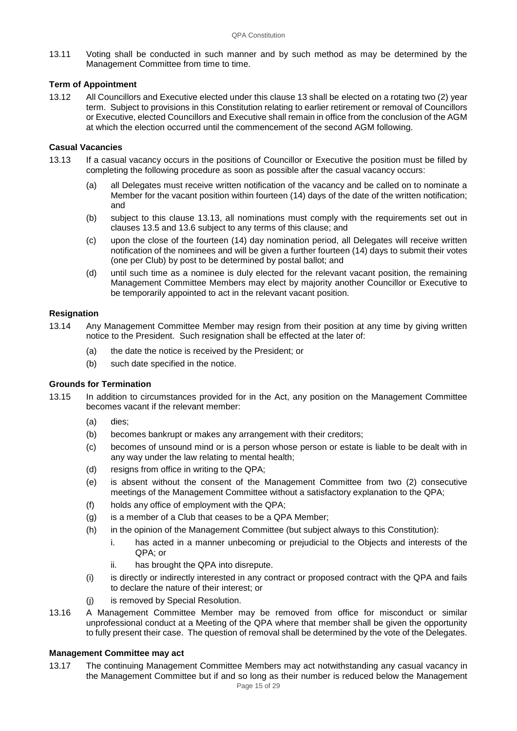13.11 Voting shall be conducted in such manner and by such method as may be determined by the Management Committee from time to time.

**Term of Appointment**

13.12 All Councillors and Executive elected under this clause 13 shall be elected on a rotating two (2) year term. Subject to provisions in this Constitution relating to earlier retirement or removal of Councillors or Executive, elected Councillors and Executive shall remain in office from the conclusion of the AGM at which the election occurred until the commencement of the second AGM following.

**Casual Vacancies**

13.13 If a casual vacancy occurs in the positions of Councillor or Executive the position must be filled by completing the following procedure as soon as possible after the casual vacancy occurs:

(a) all Delegates must receive written notification of the vacancy and be called on to nominate a Member for the vacant position within fourteen (14) days of the date of the written notification; and

(b) subject to this clause 13.13, all nominations must comply with the requirements set out in clauses 13.5 and 13.6 subject to any terms of this clause; and

(c) upon the close of the fourteen (14) day nomination period, all Delegates will receive written notification of the nominees and will be given a further fourteen (14) days to submit their votes (one per Club) by post to be determined by postal ballot; and

(d) until such time as a nominee is duly elected for the relevant vacant position, the remaining Management Committee Members may elect by majority another Councillor or Executive to be temporarily appointed to act in the relevant vacant position.

**Resignation**

13.14 Any Management Committee Member may resign from their position at any time by giving written notice to the President. Such resignation shall be effected at the later of:

(a) the date the notice is received by the President; or

(b) such date specified in the notice.

**Grounds for Termination**

13.15 In addition to circumstances provided for in the Act, any position on the Management Committee becomes vacant if the relevant member:

(a) dies;

(b) becomes bankrupt or makes any arrangement with their creditors;

(c) becomes of unsound mind or is a person whose person or estate is liable to be dealt with in any way under the law relating to mental health;

(d) resigns from office in writing to the QPA;

(e) is absent without the consent of the Management Committee from two (2) consecutive meetings of the Management Committee without a satisfactory explanation to the QPA;

(f) holds any office of employment with the QPA;

(g) is a member of a Club that ceases to be a QPA Member;

(h) in the opinion of the Management Committee (but subject always to this Constitution):

   i. has acted in a manner unbecoming or prejudicial to the Objects and interests of the QPA; or

   ii. has brought the QPA into disrepute.

(i) is directly or indirectly interested in any contract or proposed contract with the QPA and fails to declare the nature of their interest; or

(j) is removed by Special Resolution.

13.16 A Management Committee Member may be removed from office for misconduct or similar unprofessional conduct at a Meeting of the QPA where that member shall be given the opportunity to fully present their case. The question of removal shall be determined by the vote of the Delegates.

**Management Committee may act**

13.17 The continuing Management Committee Members may act notwithstanding any casual vacancy in the Management Committee but if and so long as their number is reduced below the Management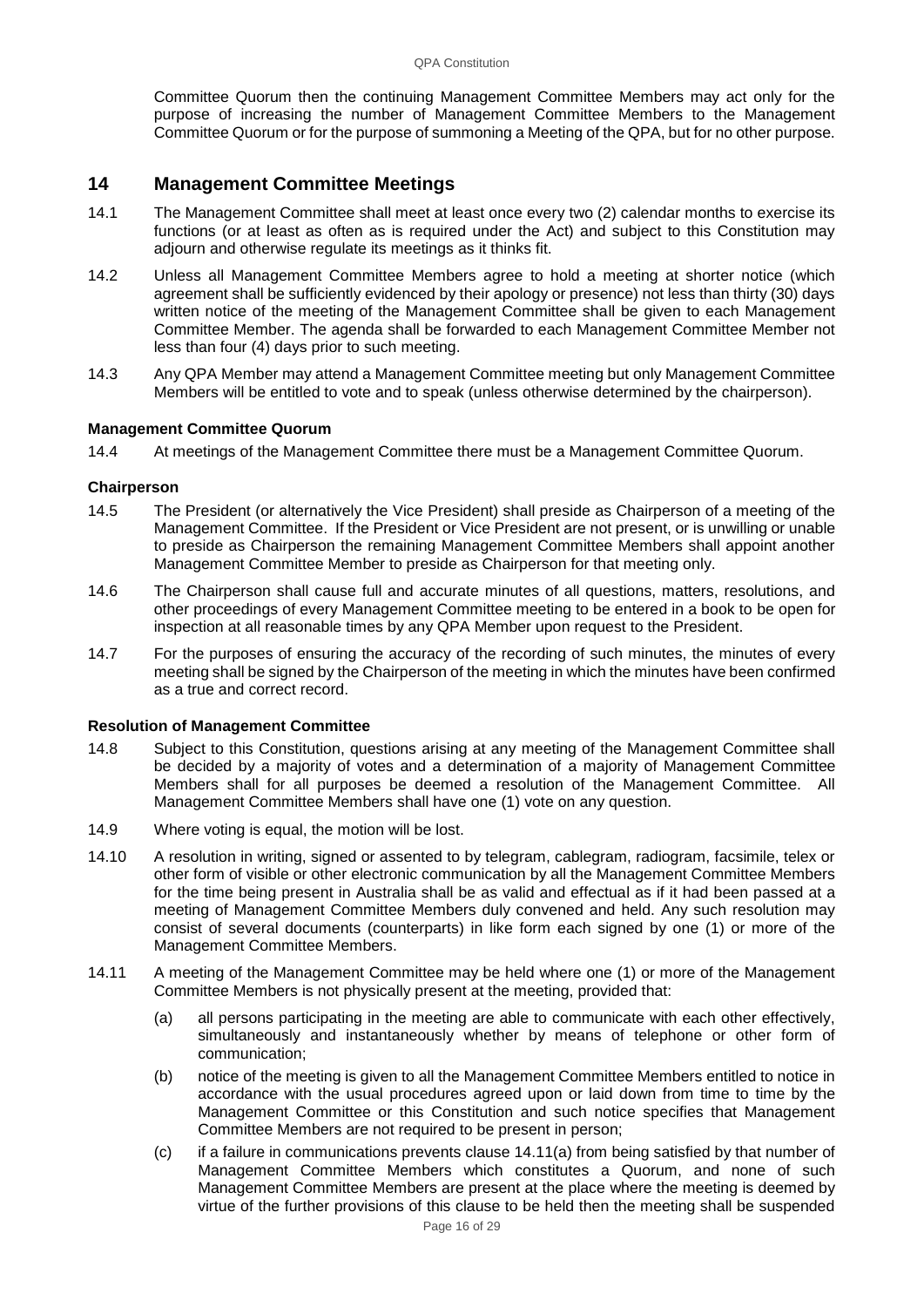Committee Quorum then the continuing Management Committee Members may act only for the purpose of increasing the number of Management Committee Members to the Management Committee Quorum or for the purpose of summoning a Meeting of the QPA, but for no other purpose.

## 14 Management Committee Meetings

14.1 The Management Committee shall meet at least once every two (2) calendar months to exercise its functions (or at least as often as is required under the Act) and subject to this Constitution may adjourn and otherwise regulate its meetings as it thinks fit.

14.2 Unless all Management Committee Members agree to hold a meeting at shorter notice (which agreement shall be sufficiently evidenced by their apology or presence) not less than thirty (30) days written notice of the meeting of the Management Committee shall be given to each Management Committee Member. The agenda shall be forwarded to each Management Committee Member not less than four (4) days prior to such meeting.

14.3 Any QPA Member may attend a Management Committee meeting but only Management Committee Members will be entitled to vote and to speak (unless otherwise determined by the chairperson).

**Management Committee Quorum**

14.4 At meetings of the Management Committee there must be a Management Committee Quorum.

**Chairperson**

14.5 The President (or alternatively the Vice President) shall preside as Chairperson of a meeting of the Management Committee. If the President or Vice President are not present, or is unwilling or unable to preside as Chairperson the remaining Management Committee Members shall appoint another Management Committee Member to preside as Chairperson for that meeting only.

14.6 The Chairperson shall cause full and accurate minutes of all questions, matters, resolutions, and other proceedings of every Management Committee meeting to be entered in a book to be open for inspection at all reasonable times by any QPA Member upon request to the President.

14.7 For the purposes of ensuring the accuracy of the recording of such minutes, the minutes of every meeting shall be signed by the Chairperson of the meeting in which the minutes have been confirmed as a true and correct record.

**Resolution of Management Committee**

14.8 Subject to this Constitution, questions arising at any meeting of the Management Committee shall be decided by a majority of votes and a determination of a majority of Management Committee Members shall for all purposes be deemed a resolution of the Management Committee. All Management Committee Members shall have one (1) vote on any question.

14.9 Where voting is equal, the motion will be lost.

14.10 A resolution in writing, signed or assented to by telegram, cablegram, radiogram, facsimile, telex or other form of visible or other electronic communication by all the Management Committee Members for the time being present in Australia shall be as valid and effectual as if it had been passed at a meeting of Management Committee Members duly convened and held. Any such resolution may consist of several documents (counterparts) in like form each signed by one (1) or more of the Management Committee Members.

14.11 A meeting of the Management Committee may be held where one (1) or more of the Management Committee Members is not physically present at the meeting, provided that:

(a) all persons participating in the meeting are able to communicate with each other effectively, simultaneously and instantaneously whether by means of telephone or other form of communication;

(b) notice of the meeting is given to all the Management Committee Members entitled to notice in accordance with the usual procedures agreed upon or laid down from time to time by the Management Committee or this Constitution and such notice specifies that Management Committee Members are not required to be present in person;

(c) if a failure in communications prevents clause 14.11(a) from being satisfied by that number of Management Committee Members which constitutes a Quorum, and none of such Management Committee Members are present at the place where the meeting is deemed by virtue of the further provisions of this clause to be held then the meeting shall be suspended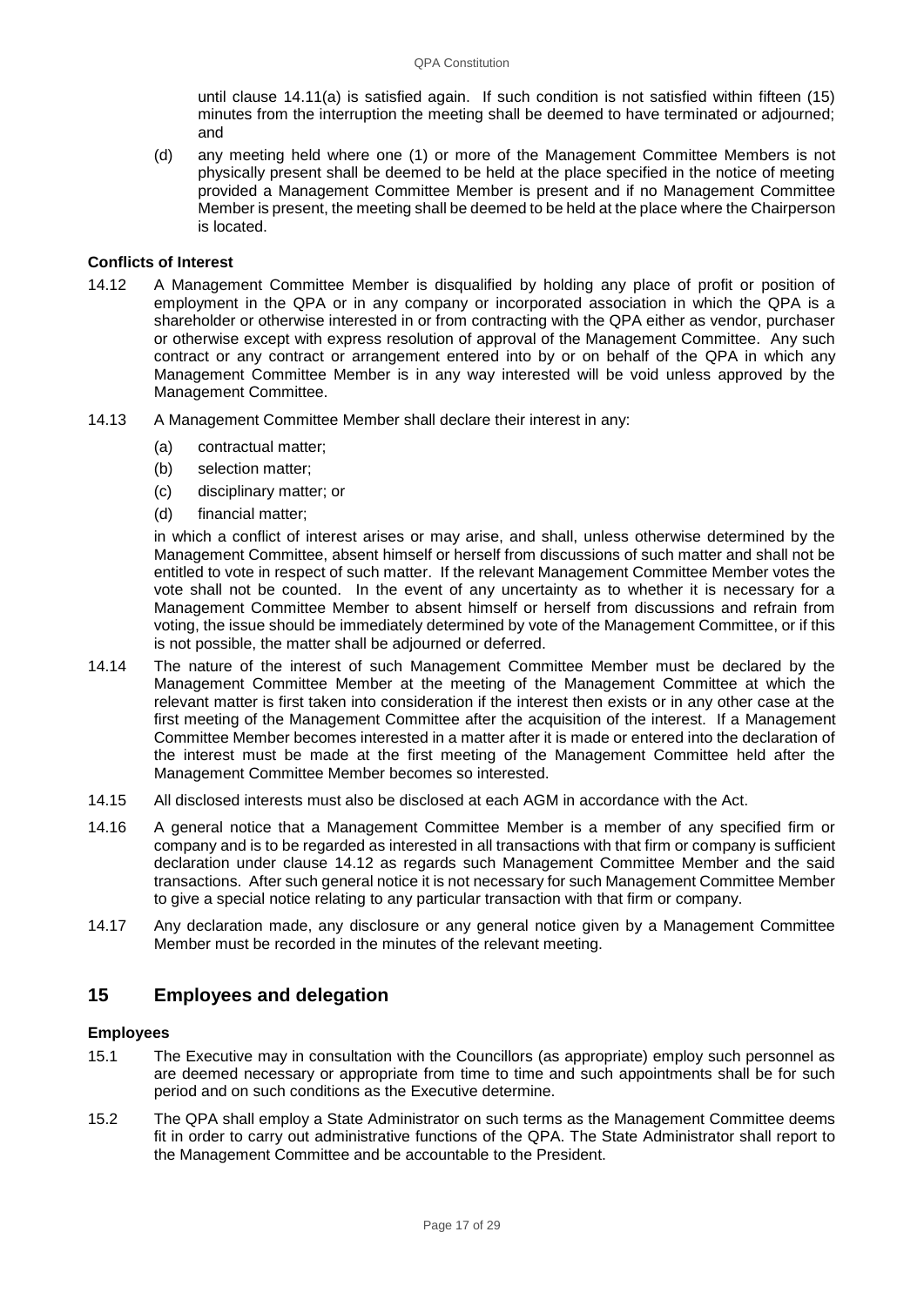until clause 14.11(a) is satisfied again. If such condition is not satisfied within fifteen (15) minutes from the interruption the meeting shall be deemed to have terminated or adjourned; and

(d) any meeting held where one (1) or more of the Management Committee Members is not physically present shall be deemed to be held at the place specified in the notice of meeting provided a Management Committee Member is present and if no Management Committee Member is present, the meeting shall be deemed to be held at the place where the Chairperson is located.

**Conflicts of Interest**

14.12 A Management Committee Member is disqualified by holding any place of profit or position of employment in the QPA or in any company or incorporated association in which the QPA is a shareholder or otherwise interested in or from contracting with the QPA either as vendor, purchaser or otherwise except with express resolution of approval of the Management Committee. Any such contract or any contract or arrangement entered into by or on behalf of the QPA in which any Management Committee Member is in any way interested will be void unless approved by the Management Committee.

14.13 A Management Committee Member shall declare their interest in any:

(a) contractual matter;

(b) selection matter;

(c) disciplinary matter; or

(d) financial matter;

in which a conflict of interest arises or may arise, and shall, unless otherwise determined by the Management Committee, absent himself or herself from discussions of such matter and shall not be entitled to vote in respect of such matter. If the relevant Management Committee Member votes the vote shall not be counted. In the event of any uncertainty as to whether it is necessary for a Management Committee Member to absent himself or herself from discussions and refrain from voting, the issue should be immediately determined by vote of the Management Committee, or if this is not possible, the matter shall be adjourned or deferred.

14.14 The nature of the interest of such Management Committee Member must be declared by the Management Committee Member at the meeting of the Management Committee at which the relevant matter is first taken into consideration if the interest then exists or in any other case at the first meeting of the Management Committee after the acquisition of the interest. If a Management Committee Member becomes interested in a matter after it is made or entered into the declaration of the interest must be made at the first meeting of the Management Committee held after the Management Committee Member becomes so interested.

14.15 All disclosed interests must also be disclosed at each AGM in accordance with the Act.

14.16 A general notice that a Management Committee Member is a member of any specified firm or company and is to be regarded as interested in all transactions with that firm or company is sufficient declaration under clause 14.12 as regards such Management Committee Member and the said transactions. After such general notice it is not necessary for such Management Committee Member to give a special notice relating to any particular transaction with that firm or company.

14.17 Any declaration made, any disclosure or any general notice given by a Management Committee Member must be recorded in the minutes of the relevant meeting.

## 15 Employees and delegation

**Employees**

15.1 The Executive may in consultation with the Councillors (as appropriate) employ such personnel as are deemed necessary or appropriate from time to time and such appointments shall be for such period and on such conditions as the Executive determine.

15.2 The QPA shall employ a State Administrator on such terms as the Management Committee deems fit in order to carry out administrative functions of the QPA. The State Administrator shall report to the Management Committee and be accountable to the President.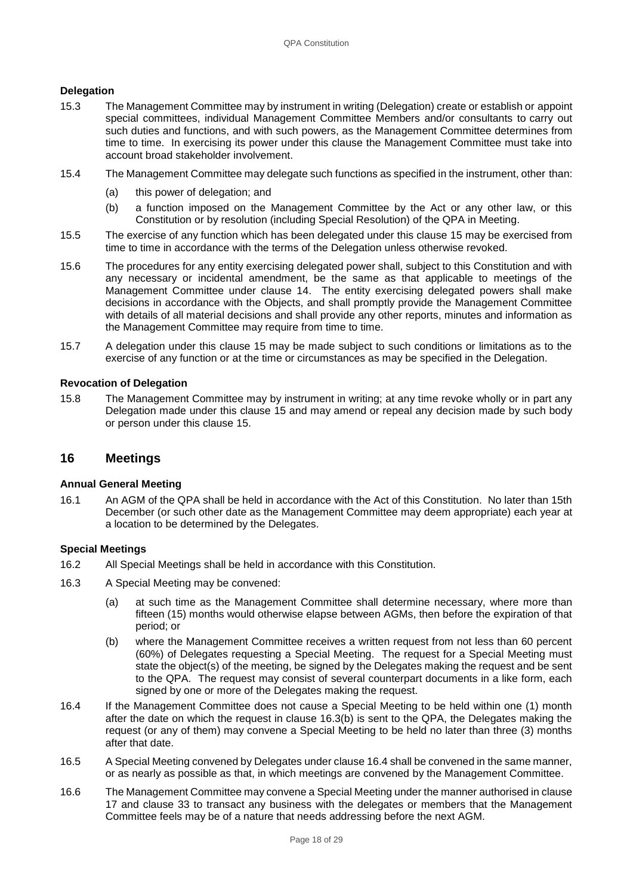### Delegation

15.3 The Management Committee may by instrument in writing (Delegation) create or establish or appoint special committees, individual Management Committee Members and/or consultants to carry out such duties and functions, and with such powers, as the Management Committee determines from time to time. In exercising its power under this clause the Management Committee must take into account broad stakeholder involvement.

15.4 The Management Committee may delegate such functions as specified in the instrument, other than:

(a) this power of delegation; and

(b) a function imposed on the Management Committee by the Act or any other law, or this Constitution or by resolution (including Special Resolution) of the QPA in Meeting.

15.5 The exercise of any function which has been delegated under this clause 15 may be exercised from time to time in accordance with the terms of the Delegation unless otherwise revoked.

15.6 The procedures for any entity exercising delegated power shall, subject to this Constitution and with any necessary or incidental amendment, be the same as that applicable to meetings of the Management Committee under clause 14. The entity exercising delegated powers shall make decisions in accordance with the Objects, and shall promptly provide the Management Committee with details of all material decisions and shall provide any other reports, minutes and information as the Management Committee may require from time to time.

15.7 A delegation under this clause 15 may be made subject to such conditions or limitations as to the exercise of any function or at the time or circumstances as may be specified in the Delegation.

### Revocation of Delegation

15.8 The Management Committee may by instrument in writing; at any time revoke wholly or in part any Delegation made under this clause 15 and may amend or repeal any decision made by such body or person under this clause 15.

## 16 Meetings

### Annual General Meeting

16.1 An AGM of the QPA shall be held in accordance with the Act of this Constitution. No later than 15th December (or such other date as the Management Committee may deem appropriate) each year at a location to be determined by the Delegates.

### Special Meetings

16.2 All Special Meetings shall be held in accordance with this Constitution.

16.3 A Special Meeting may be convened:

(a) at such time as the Management Committee shall determine necessary, where more than fifteen (15) months would otherwise elapse between AGMs, then before the expiration of that period; or

(b) where the Management Committee receives a written request from not less than 60 percent (60%) of Delegates requesting a Special Meeting. The request for a Special Meeting must state the object(s) of the meeting, be signed by the Delegates making the request and be sent to the QPA. The request may consist of several counterpart documents in a like form, each signed by one or more of the Delegates making the request.

16.4 If the Management Committee does not cause a Special Meeting to be held within one (1) month after the date on which the request in clause 16.3(b) is sent to the QPA, the Delegates making the request (or any of them) may convene a Special Meeting to be held no later than three (3) months after that date.

16.5 A Special Meeting convened by Delegates under clause 16.4 shall be convened in the same manner, or as nearly as possible as that, in which meetings are convened by the Management Committee.

16.6 The Management Committee may convene a Special Meeting under the manner authorised in clause 17 and clause 33 to transact any business with the delegates or members that the Management Committee feels may be of a nature that needs addressing before the next AGM.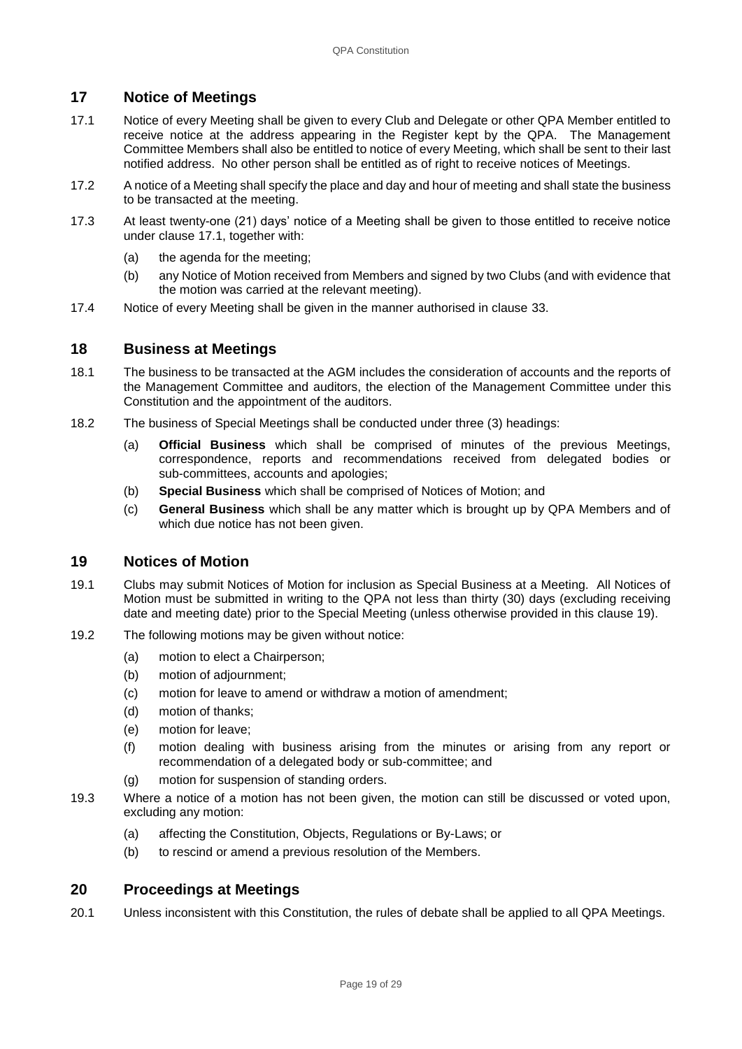## 17 Notice of Meetings

17.1 Notice of every Meeting shall be given to every Club and Delegate or other QPA Member entitled to receive notice at the address appearing in the Register kept by the QPA. The Management Committee Members shall also be entitled to notice of every Meeting, which shall be sent to their last notified address. No other person shall be entitled as of right to receive notices of Meetings.

17.2 A notice of a Meeting shall specify the place and day and hour of meeting and shall state the business to be transacted at the meeting.

17.3 At least twenty-one (21) days' notice of a Meeting shall be given to those entitled to receive notice under clause 17.1, together with:

(a) the agenda for the meeting;

(b) any Notice of Motion received from Members and signed by two Clubs (and with evidence that the motion was carried at the relevant meeting).

17.4 Notice of every Meeting shall be given in the manner authorised in clause 33.

## 18 Business at Meetings

18.1 The business to be transacted at the AGM includes the consideration of accounts and the reports of the Management Committee and auditors, the election of the Management Committee under this Constitution and the appointment of the auditors.

18.2 The business of Special Meetings shall be conducted under three (3) headings:

(a) **Official Business** which shall be comprised of minutes of the previous Meetings, correspondence, reports and recommendations received from delegated bodies or sub-committees, accounts and apologies;

(b) **Special Business** which shall be comprised of Notices of Motion; and

(c) **General Business** which shall be any matter which is brought up by QPA Members and of which due notice has not been given.

## 19 Notices of Motion

19.1 Clubs may submit Notices of Motion for inclusion as Special Business at a Meeting. All Notices of Motion must be submitted in writing to the QPA not less than thirty (30) days (excluding receiving date and meeting date) prior to the Special Meeting (unless otherwise provided in this clause 19).

19.2 The following motions may be given without notice:

(a) motion to elect a Chairperson;

(b) motion of adjournment;

(c) motion for leave to amend or withdraw a motion of amendment;

(d) motion of thanks;

(e) motion for leave;

(f) motion dealing with business arising from the minutes or arising from any report or recommendation of a delegated body or sub-committee; and

(g) motion for suspension of standing orders.

19.3 Where a notice of a motion has not been given, the motion can still be discussed or voted upon, excluding any motion:

(a) affecting the Constitution, Objects, Regulations or By-Laws; or

(b) to rescind or amend a previous resolution of the Members.

## 20 Proceedings at Meetings

20.1 Unless inconsistent with this Constitution, the rules of debate shall be applied to all QPA Meetings.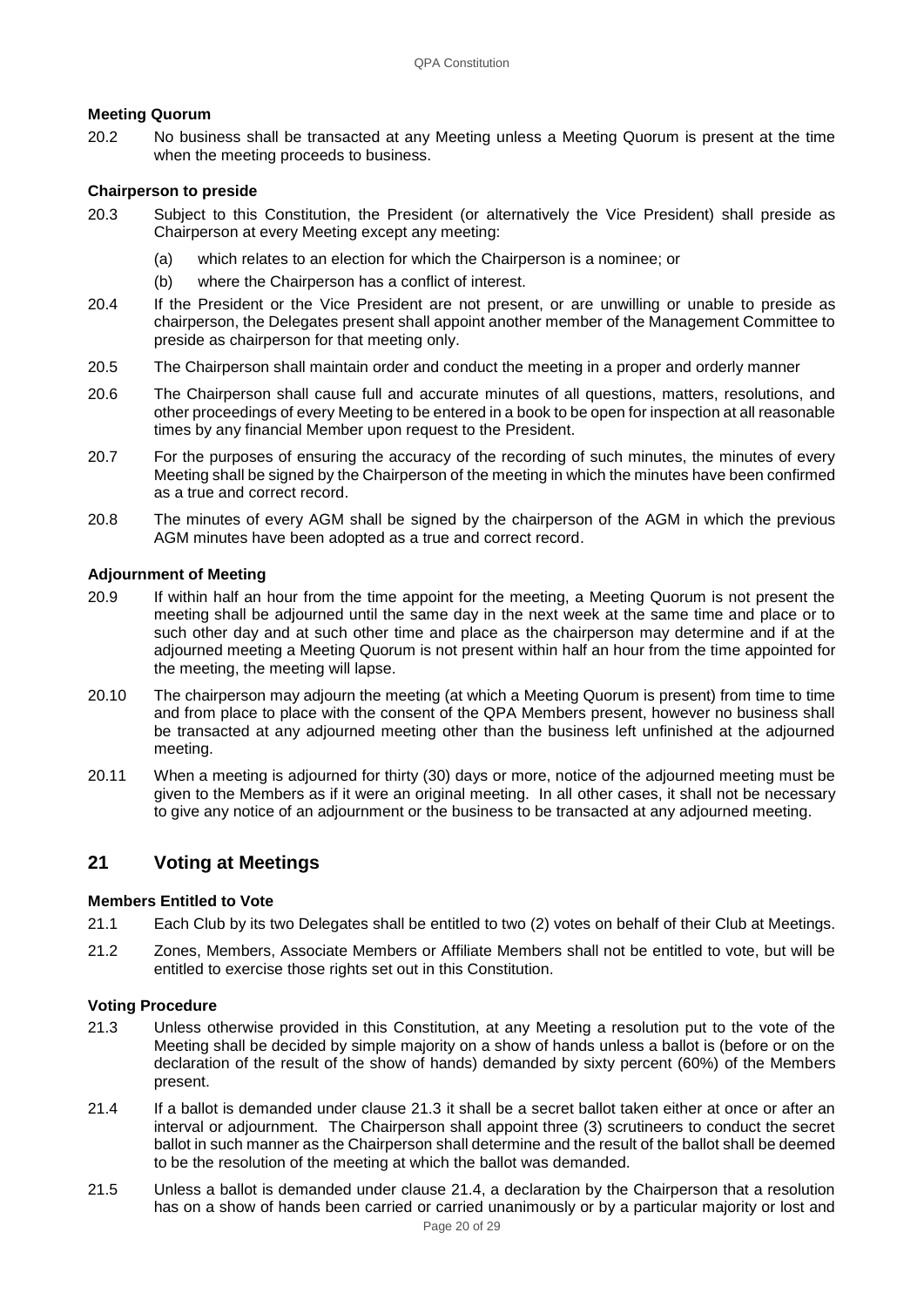**Meeting Quorum**

20.2 No business shall be transacted at any Meeting unless a Meeting Quorum is present at the time when the meeting proceeds to business.

**Chairperson to preside**

20.3 Subject to this Constitution, the President (or alternatively the Vice President) shall preside as Chairperson at every Meeting except any meeting:

(a) which relates to an election for which the Chairperson is a nominee; or

(b) where the Chairperson has a conflict of interest.

20.4 If the President or the Vice President are not present, or are unwilling or unable to preside as chairperson, the Delegates present shall appoint another member of the Management Committee to preside as chairperson for that meeting only.

20.5 The Chairperson shall maintain order and conduct the meeting in a proper and orderly manner

20.6 The Chairperson shall cause full and accurate minutes of all questions, matters, resolutions, and other proceedings of every Meeting to be entered in a book to be open for inspection at all reasonable times by any financial Member upon request to the President.

20.7 For the purposes of ensuring the accuracy of the recording of such minutes, the minutes of every Meeting shall be signed by the Chairperson of the meeting in which the minutes have been confirmed as a true and correct record.

20.8 The minutes of every AGM shall be signed by the chairperson of the AGM in which the previous AGM minutes have been adopted as a true and correct record.

**Adjournment of Meeting**

20.9 If within half an hour from the time appoint for the meeting, a Meeting Quorum is not present the meeting shall be adjourned until the same day in the next week at the same time and place or to such other day and at such other time and place as the chairperson may determine and if at the adjourned meeting a Meeting Quorum is not present within half an hour from the time appointed for the meeting, the meeting will lapse.

20.10 The chairperson may adjourn the meeting (at which a Meeting Quorum is present) from time to time and from place to place with the consent of the QPA Members present, however no business shall be transacted at any adjourned meeting other than the business left unfinished at the adjourned meeting.

20.11 When a meeting is adjourned for thirty (30) days or more, notice of the adjourned meeting must be given to the Members as if it were an original meeting. In all other cases, it shall not be necessary to give any notice of an adjournment or the business to be transacted at any adjourned meeting.

## 21 Voting at Meetings

**Members Entitled to Vote**

21.1 Each Club by its two Delegates shall be entitled to two (2) votes on behalf of their Club at Meetings.

21.2 Zones, Members, Associate Members or Affiliate Members shall not be entitled to vote, but will be entitled to exercise those rights set out in this Constitution.

**Voting Procedure**

21.3 Unless otherwise provided in this Constitution, at any Meeting a resolution put to the vote of the Meeting shall be decided by simple majority on a show of hands unless a ballot is (before or on the declaration of the result of the show of hands) demanded by sixty percent (60%) of the Members present.

21.4 If a ballot is demanded under clause 21.3 it shall be a secret ballot taken either at once or after an interval or adjournment. The Chairperson shall appoint three (3) scrutineers to conduct the secret ballot in such manner as the Chairperson shall determine and the result of the ballot shall be deemed to be the resolution of the meeting at which the ballot was demanded.

21.5 Unless a ballot is demanded under clause 21.4, a declaration by the Chairperson that a resolution has on a show of hands been carried or carried unanimously or by a particular majority or lost and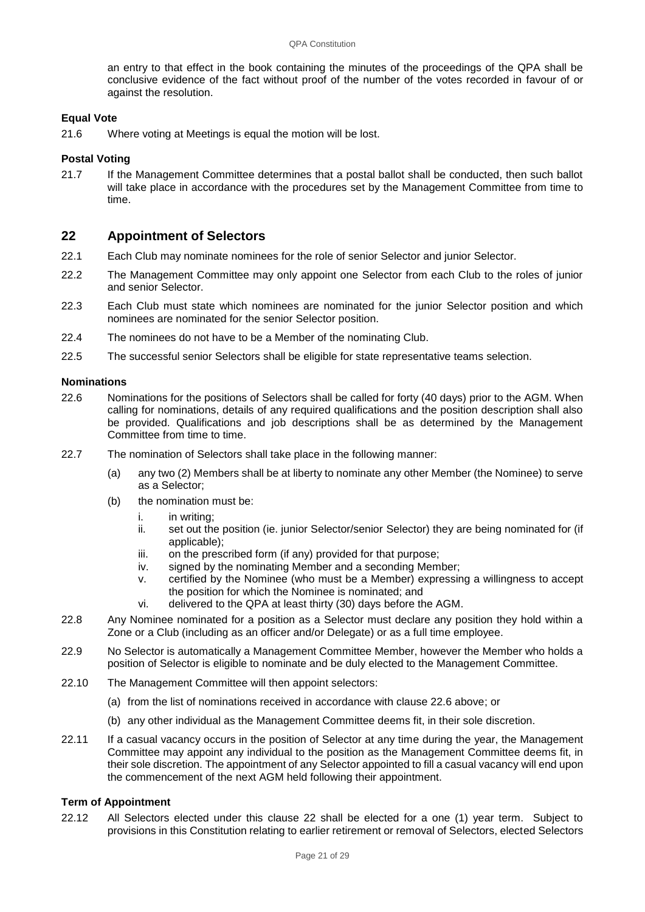an entry to that effect in the book containing the minutes of the proceedings of the QPA shall be conclusive evidence of the fact without proof of the number of the votes recorded in favour of or against the resolution.

**Equal Vote**

21.6 Where voting at Meetings is equal the motion will be lost.

**Postal Voting**

21.7 If the Management Committee determines that a postal ballot shall be conducted, then such ballot will take place in accordance with the procedures set by the Management Committee from time to time.

## 22 Appointment of Selectors

22.1 Each Club may nominate nominees for the role of senior Selector and junior Selector.

22.2 The Management Committee may only appoint one Selector from each Club to the roles of junior and senior Selector.

22.3 Each Club must state which nominees are nominated for the junior Selector position and which nominees are nominated for the senior Selector position.

22.4 The nominees do not have to be a Member of the nominating Club.

22.5 The successful senior Selectors shall be eligible for state representative teams selection.

**Nominations**

22.6 Nominations for the positions of Selectors shall be called for forty (40 days) prior to the AGM. When calling for nominations, details of any required qualifications and the position description shall also be provided. Qualifications and job descriptions shall be as determined by the Management Committee from time to time.

22.7 The nomination of Selectors shall take place in the following manner:

(a) any two (2) Members shall be at liberty to nominate any other Member (the Nominee) to serve as a Selector;

(b) the nomination must be:

i. in writing;
ii. set out the position (ie. junior Selector/senior Selector) they are being nominated for (if applicable);
iii. on the prescribed form (if any) provided for that purpose;
iv. signed by the nominating Member and a seconding Member;
v. certified by the Nominee (who must be a Member) expressing a willingness to accept the position for which the Nominee is nominated; and
vi. delivered to the QPA at least thirty (30) days before the AGM.

22.8 Any Nominee nominated for a position as a Selector must declare any position they hold within a Zone or a Club (including as an officer and/or Delegate) or as a full time employee.

22.9 No Selector is automatically a Management Committee Member, however the Member who holds a position of Selector is eligible to nominate and be duly elected to the Management Committee.

22.10 The Management Committee will then appoint selectors:

(a) from the list of nominations received in accordance with clause 22.6 above; or

(b) any other individual as the Management Committee deems fit, in their sole discretion.

22.11 If a casual vacancy occurs in the position of Selector at any time during the year, the Management Committee may appoint any individual to the position as the Management Committee deems fit, in their sole discretion. The appointment of any Selector appointed to fill a casual vacancy will end upon the commencement of the next AGM held following their appointment.

**Term of Appointment**

22.12 All Selectors elected under this clause 22 shall be elected for a one (1) year term. Subject to provisions in this Constitution relating to earlier retirement or removal of Selectors, elected Selectors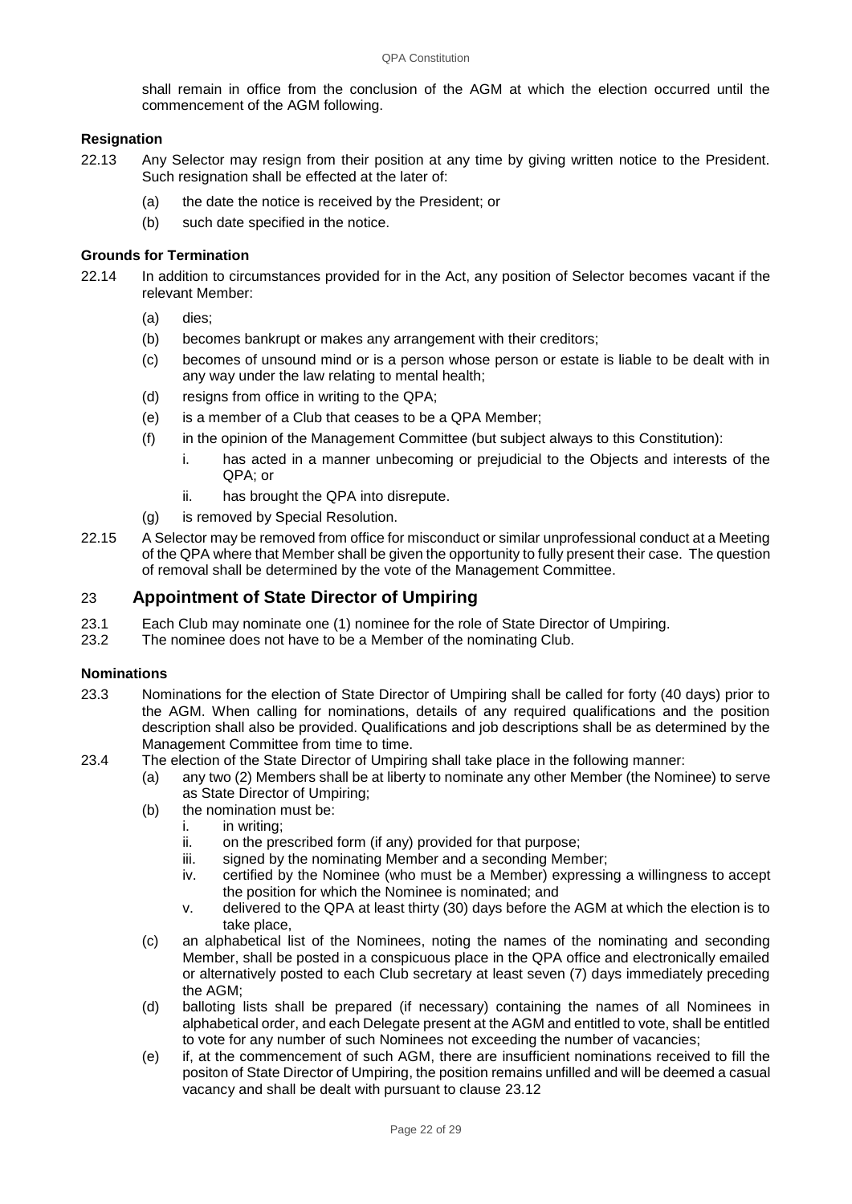shall remain in office from the conclusion of the AGM at which the election occurred until the commencement of the AGM following.

### Resignation

22.13 Any Selector may resign from their position at any time by giving written notice to the President. Such resignation shall be effected at the later of:

- (a) the date the notice is received by the President; or
- (b) such date specified in the notice.

### Grounds for Termination

22.14 In addition to circumstances provided for in the Act, any position of Selector becomes vacant if the relevant Member:

- (a) dies;
- (b) becomes bankrupt or makes any arrangement with their creditors;
- (c) becomes of unsound mind or is a person whose person or estate is liable to be dealt with in any way under the law relating to mental health;
- (d) resigns from office in writing to the QPA;
- (e) is a member of a Club that ceases to be a QPA Member;
- (f) in the opinion of the Management Committee (but subject always to this Constitution):
  - i. has acted in a manner unbecoming or prejudicial to the Objects and interests of the QPA; or
  - ii. has brought the QPA into disrepute.
- (g) is removed by Special Resolution.

22.15 A Selector may be removed from office for misconduct or similar unprofessional conduct at a Meeting of the QPA where that Member shall be given the opportunity to fully present their case. The question of removal shall be determined by the vote of the Management Committee.

## 23 Appointment of State Director of Umpiring

23.1 Each Club may nominate one (1) nominee for the role of State Director of Umpiring.

23.2 The nominee does not have to be a Member of the nominating Club.

### Nominations

23.3 Nominations for the election of State Director of Umpiring shall be called for forty (40 days) prior to the AGM. When calling for nominations, details of any required qualifications and the position description shall also be provided. Qualifications and job descriptions shall be as determined by the Management Committee from time to time.

23.4 The election of the State Director of Umpiring shall take place in the following manner:

- (a) any two (2) Members shall be at liberty to nominate any other Member (the Nominee) to serve as State Director of Umpiring;
- (b) the nomination must be:
  - i. in writing;
  - ii. on the prescribed form (if any) provided for that purpose;
  - iii. signed by the nominating Member and a seconding Member;
  - iv. certified by the Nominee (who must be a Member) expressing a willingness to accept the position for which the Nominee is nominated; and
  - v. delivered to the QPA at least thirty (30) days before the AGM at which the election is to take place,
- (c) an alphabetical list of the Nominees, noting the names of the nominating and seconding Member, shall be posted in a conspicuous place in the QPA office and electronically emailed or alternatively posted to each Club secretary at least seven (7) days immediately preceding the AGM;
- (d) balloting lists shall be prepared (if necessary) containing the names of all Nominees in alphabetical order, and each Delegate present at the AGM and entitled to vote, shall be entitled to vote for any number of such Nominees not exceeding the number of vacancies;
- (e) if, at the commencement of such AGM, there are insufficient nominations received to fill the positon of State Director of Umpiring, the position remains unfilled and will be deemed a casual vacancy and shall be dealt with pursuant to clause 23.12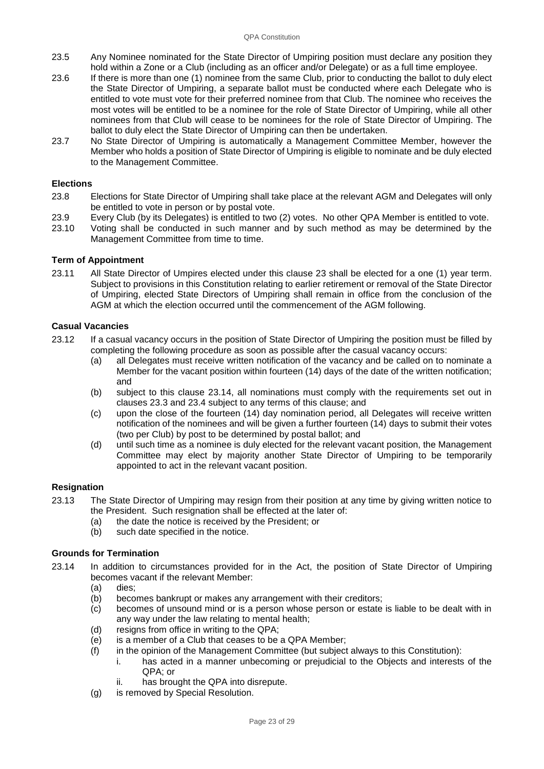23.5 Any Nominee nominated for the State Director of Umpiring position must declare any position they hold within a Zone or a Club (including as an officer and/or Delegate) or as a full time employee.

23.6 If there is more than one (1) nominee from the same Club, prior to conducting the ballot to duly elect the State Director of Umpiring, a separate ballot must be conducted where each Delegate who is entitled to vote must vote for their preferred nominee from that Club. The nominee who receives the most votes will be entitled to be a nominee for the role of State Director of Umpiring, while all other nominees from that Club will cease to be nominees for the role of State Director of Umpiring. The ballot to duly elect the State Director of Umpiring can then be undertaken.

23.7 No State Director of Umpiring is automatically a Management Committee Member, however the Member who holds a position of State Director of Umpiring is eligible to nominate and be duly elected to the Management Committee.

**Elections**

23.8 Elections for State Director of Umpiring shall take place at the relevant AGM and Delegates will only be entitled to vote in person or by postal vote.

23.9 Every Club (by its Delegates) is entitled to two (2) votes. No other QPA Member is entitled to vote.

23.10 Voting shall be conducted in such manner and by such method as may be determined by the Management Committee from time to time.

**Term of Appointment**

23.11 All State Director of Umpires elected under this clause 23 shall be elected for a one (1) year term. Subject to provisions in this Constitution relating to earlier retirement or removal of the State Director of Umpiring, elected State Directors of Umpiring shall remain in office from the conclusion of the AGM at which the election occurred until the commencement of the AGM following.

**Casual Vacancies**

23.12 If a casual vacancy occurs in the position of State Director of Umpiring the position must be filled by completing the following procedure as soon as possible after the casual vacancy occurs:

- (a) all Delegates must receive written notification of the vacancy and be called on to nominate a Member for the vacant position within fourteen (14) days of the date of the written notification; and
- (b) subject to this clause 23.14, all nominations must comply with the requirements set out in clauses 23.3 and 23.4 subject to any terms of this clause; and
- (c) upon the close of the fourteen (14) day nomination period, all Delegates will receive written notification of the nominees and will be given a further fourteen (14) days to submit their votes (two per Club) by post to be determined by postal ballot; and
- (d) until such time as a nominee is duly elected for the relevant vacant position, the Management Committee may elect by majority another State Director of Umpiring to be temporarily appointed to act in the relevant vacant position.

**Resignation**

23.13 The State Director of Umpiring may resign from their position at any time by giving written notice to the President. Such resignation shall be effected at the later of:

- (a) the date the notice is received by the President; or
- (b) such date specified in the notice.

**Grounds for Termination**

23.14 In addition to circumstances provided for in the Act, the position of State Director of Umpiring becomes vacant if the relevant Member:

- (a) dies;
- (b) becomes bankrupt or makes any arrangement with their creditors;
- (c) becomes of unsound mind or is a person whose person or estate is liable to be dealt with in any way under the law relating to mental health;
- (d) resigns from office in writing to the QPA;
- (e) is a member of a Club that ceases to be a QPA Member;
- (f) in the opinion of the Management Committee (but subject always to this Constitution):
  - i. has acted in a manner unbecoming or prejudicial to the Objects and interests of the QPA; or
  - ii. has brought the QPA into disrepute.
- (g) is removed by Special Resolution.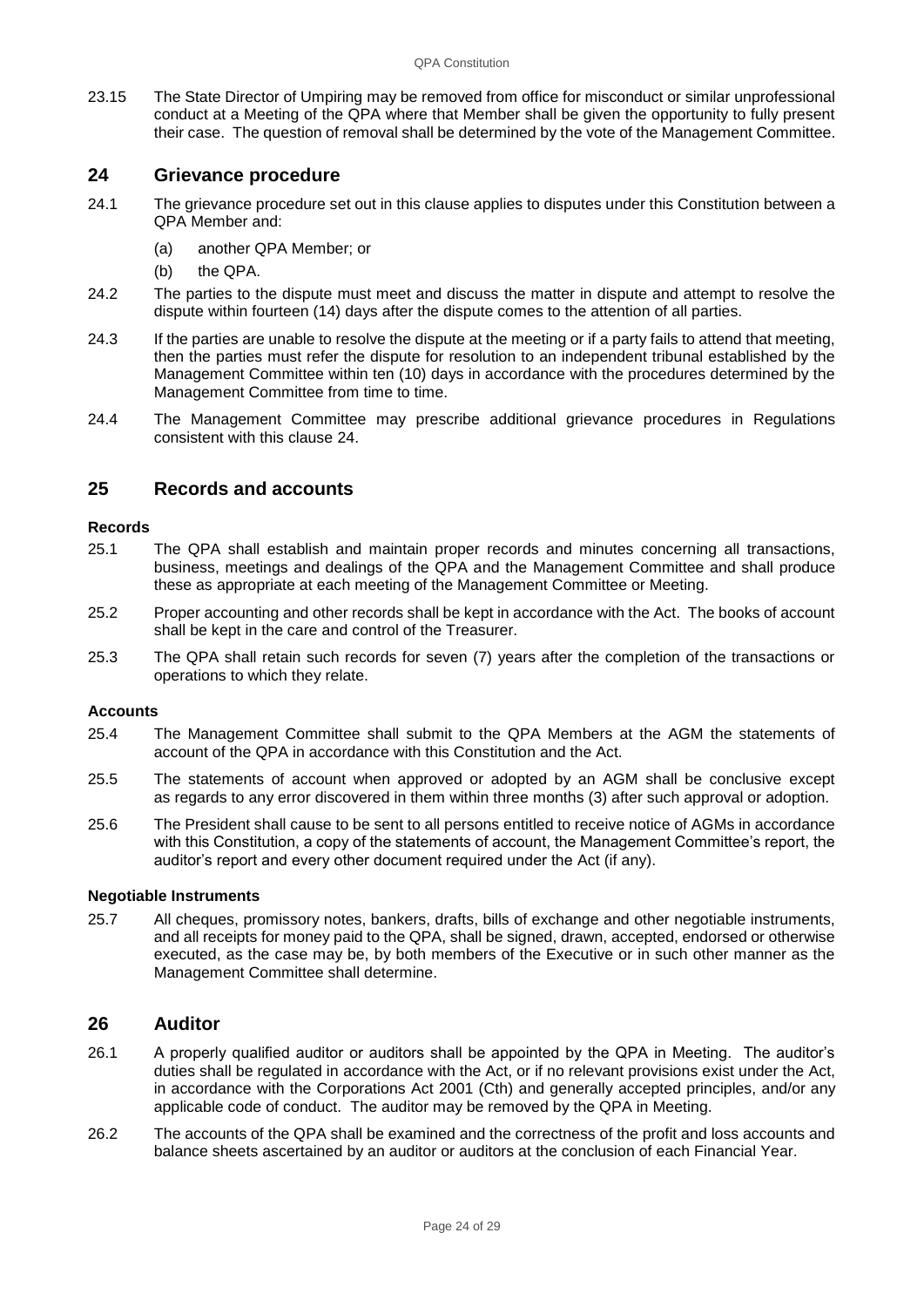23.15 The State Director of Umpiring may be removed from office for misconduct or similar unprofessional conduct at a Meeting of the QPA where that Member shall be given the opportunity to fully present their case. The question of removal shall be determined by the vote of the Management Committee.

## 24 Grievance procedure

24.1 The grievance procedure set out in this clause applies to disputes under this Constitution between a QPA Member and:

(a) another QPA Member; or

(b) the QPA.

24.2 The parties to the dispute must meet and discuss the matter in dispute and attempt to resolve the dispute within fourteen (14) days after the dispute comes to the attention of all parties.

24.3 If the parties are unable to resolve the dispute at the meeting or if a party fails to attend that meeting, then the parties must refer the dispute for resolution to an independent tribunal established by the Management Committee within ten (10) days in accordance with the procedures determined by the Management Committee from time to time.

24.4 The Management Committee may prescribe additional grievance procedures in Regulations consistent with this clause 24.

## 25 Records and accounts

### Records

25.1 The QPA shall establish and maintain proper records and minutes concerning all transactions, business, meetings and dealings of the QPA and the Management Committee and shall produce these as appropriate at each meeting of the Management Committee or Meeting.

25.2 Proper accounting and other records shall be kept in accordance with the Act. The books of account shall be kept in the care and control of the Treasurer.

25.3 The QPA shall retain such records for seven (7) years after the completion of the transactions or operations to which they relate.

### Accounts

25.4 The Management Committee shall submit to the QPA Members at the AGM the statements of account of the QPA in accordance with this Constitution and the Act.

25.5 The statements of account when approved or adopted by an AGM shall be conclusive except as regards to any error discovered in them within three months (3) after such approval or adoption.

25.6 The President shall cause to be sent to all persons entitled to receive notice of AGMs in accordance with this Constitution, a copy of the statements of account, the Management Committee's report, the auditor's report and every other document required under the Act (if any).

### Negotiable Instruments

25.7 All cheques, promissory notes, bankers, drafts, bills of exchange and other negotiable instruments, and all receipts for money paid to the QPA, shall be signed, drawn, accepted, endorsed or otherwise executed, as the case may be, by both members of the Executive or in such other manner as the Management Committee shall determine.

## 26 Auditor

26.1 A properly qualified auditor or auditors shall be appointed by the QPA in Meeting. The auditor's duties shall be regulated in accordance with the Act, or if no relevant provisions exist under the Act, in accordance with the Corporations Act 2001 (Cth) and generally accepted principles, and/or any applicable code of conduct. The auditor may be removed by the QPA in Meeting.

26.2 The accounts of the QPA shall be examined and the correctness of the profit and loss accounts and balance sheets ascertained by an auditor or auditors at the conclusion of each Financial Year.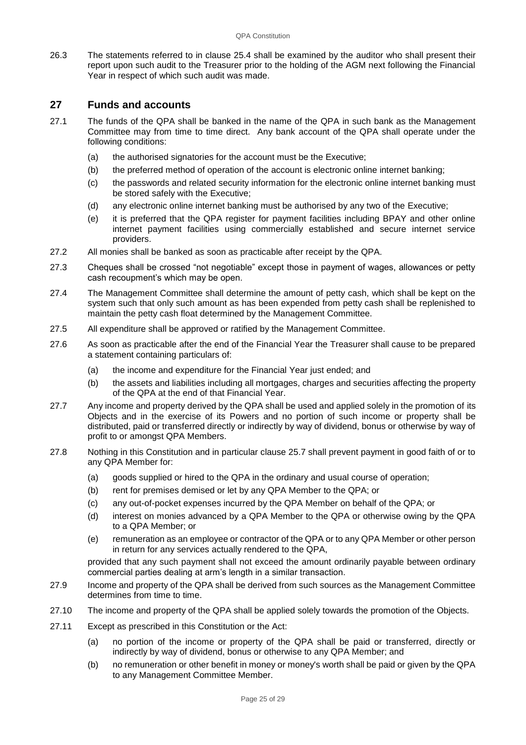26.3 The statements referred to in clause 25.4 shall be examined by the auditor who shall present their report upon such audit to the Treasurer prior to the holding of the AGM next following the Financial Year in respect of which such audit was made.

## 27 Funds and accounts

27.1 The funds of the QPA shall be banked in the name of the QPA in such bank as the Management Committee may from time to time direct. Any bank account of the QPA shall operate under the following conditions:

(a) the authorised signatories for the account must be the Executive;

(b) the preferred method of operation of the account is electronic online internet banking;

(c) the passwords and related security information for the electronic online internet banking must be stored safely with the Executive;

(d) any electronic online internet banking must be authorised by any two of the Executive;

(e) it is preferred that the QPA register for payment facilities including BPAY and other online internet payment facilities using commercially established and secure internet service providers.

27.2 All monies shall be banked as soon as practicable after receipt by the QPA.

27.3 Cheques shall be crossed "not negotiable" except those in payment of wages, allowances or petty cash recoupment's which may be open.

27.4 The Management Committee shall determine the amount of petty cash, which shall be kept on the system such that only such amount as has been expended from petty cash shall be replenished to maintain the petty cash float determined by the Management Committee.

27.5 All expenditure shall be approved or ratified by the Management Committee.

27.6 As soon as practicable after the end of the Financial Year the Treasurer shall cause to be prepared a statement containing particulars of:

(a) the income and expenditure for the Financial Year just ended; and

(b) the assets and liabilities including all mortgages, charges and securities affecting the property of the QPA at the end of that Financial Year.

27.7 Any income and property derived by the QPA shall be used and applied solely in the promotion of its Objects and in the exercise of its Powers and no portion of such income or property shall be distributed, paid or transferred directly or indirectly by way of dividend, bonus or otherwise by way of profit to or amongst QPA Members.

27.8 Nothing in this Constitution and in particular clause 25.7 shall prevent payment in good faith of or to any QPA Member for:

(a) goods supplied or hired to the QPA in the ordinary and usual course of operation;

(b) rent for premises demised or let by any QPA Member to the QPA; or

(c) any out-of-pocket expenses incurred by the QPA Member on behalf of the QPA; or

(d) interest on monies advanced by a QPA Member to the QPA or otherwise owing by the QPA to a QPA Member; or

(e) remuneration as an employee or contractor of the QPA or to any QPA Member or other person in return for any services actually rendered to the QPA,

provided that any such payment shall not exceed the amount ordinarily payable between ordinary commercial parties dealing at arm's length in a similar transaction.

27.9 Income and property of the QPA shall be derived from such sources as the Management Committee determines from time to time.

27.10 The income and property of the QPA shall be applied solely towards the promotion of the Objects.

27.11 Except as prescribed in this Constitution or the Act:

(a) no portion of the income or property of the QPA shall be paid or transferred, directly or indirectly by way of dividend, bonus or otherwise to any QPA Member; and

(b) no remuneration or other benefit in money or money's worth shall be paid or given by the QPA to any Management Committee Member.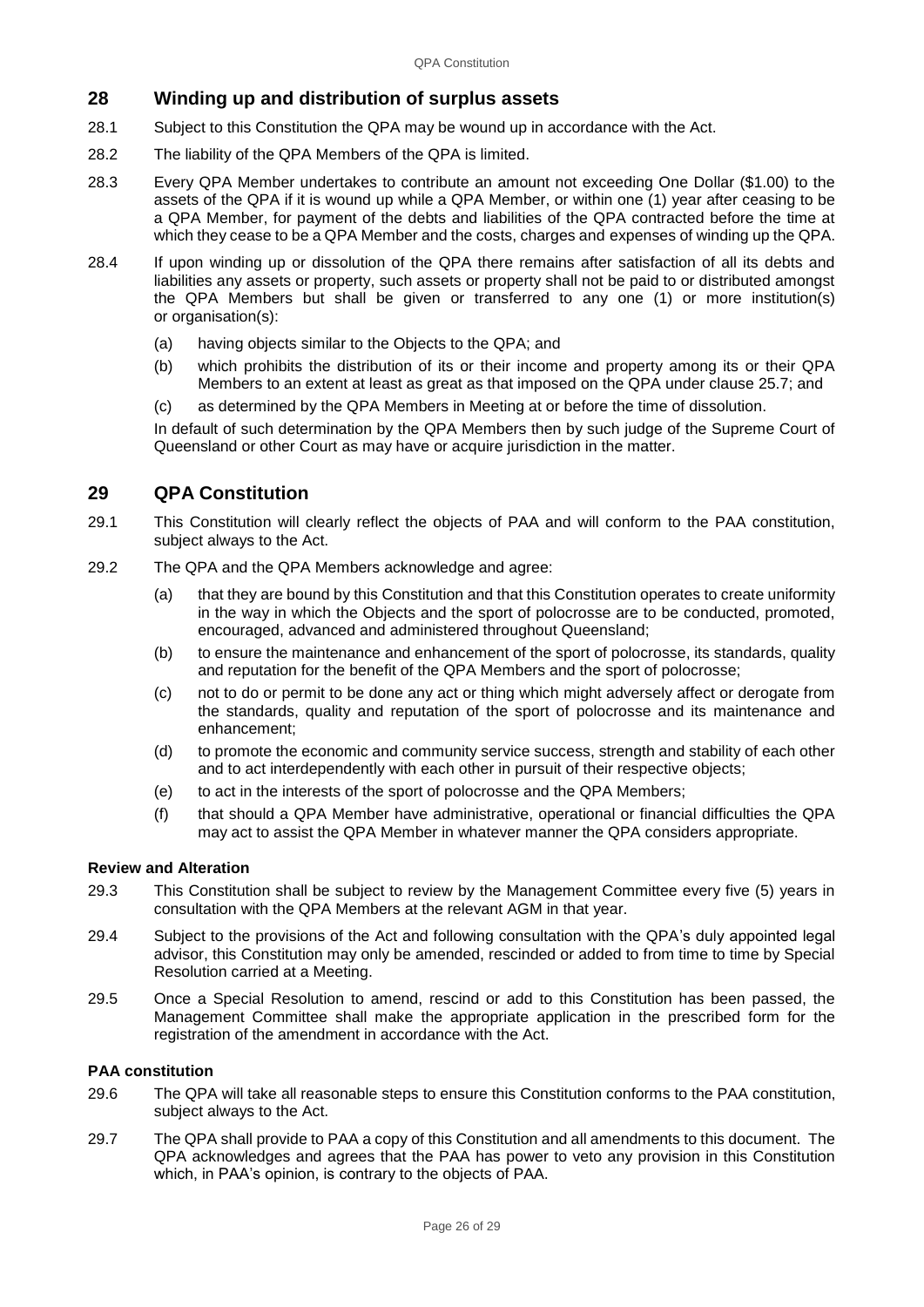## 28 Winding up and distribution of surplus assets

28.1 Subject to this Constitution the QPA may be wound up in accordance with the Act.

28.2 The liability of the QPA Members of the QPA is limited.

28.3 Every QPA Member undertakes to contribute an amount not exceeding One Dollar ($1.00) to the assets of the QPA if it is wound up while a QPA Member, or within one (1) year after ceasing to be a QPA Member, for payment of the debts and liabilities of the QPA contracted before the time at which they cease to be a QPA Member and the costs, charges and expenses of winding up the QPA.

28.4 If upon winding up or dissolution of the QPA there remains after satisfaction of all its debts and liabilities any assets or property, such assets or property shall not be paid to or distributed amongst the QPA Members but shall be given or transferred to any one (1) or more institution(s) or organisation(s):

(a) having objects similar to the Objects to the QPA; and

(b) which prohibits the distribution of its or their income and property among its or their QPA Members to an extent at least as great as that imposed on the QPA under clause 25.7; and

(c) as determined by the QPA Members in Meeting at or before the time of dissolution.

In default of such determination by the QPA Members then by such judge of the Supreme Court of Queensland or other Court as may have or acquire jurisdiction in the matter.

## 29 QPA Constitution

29.1 This Constitution will clearly reflect the objects of PAA and will conform to the PAA constitution, subject always to the Act.

29.2 The QPA and the QPA Members acknowledge and agree:

(a) that they are bound by this Constitution and that this Constitution operates to create uniformity in the way in which the Objects and the sport of polocrosse are to be conducted, promoted, encouraged, advanced and administered throughout Queensland;

(b) to ensure the maintenance and enhancement of the sport of polocrosse, its standards, quality and reputation for the benefit of the QPA Members and the sport of polocrosse;

(c) not to do or permit to be done any act or thing which might adversely affect or derogate from the standards, quality and reputation of the sport of polocrosse and its maintenance and enhancement;

(d) to promote the economic and community service success, strength and stability of each other and to act interdependently with each other in pursuit of their respective objects;

(e) to act in the interests of the sport of polocrosse and the QPA Members;

(f) that should a QPA Member have administrative, operational or financial difficulties the QPA may act to assist the QPA Member in whatever manner the QPA considers appropriate.

**Review and Alteration**

29.3 This Constitution shall be subject to review by the Management Committee every five (5) years in consultation with the QPA Members at the relevant AGM in that year.

29.4 Subject to the provisions of the Act and following consultation with the QPA's duly appointed legal advisor, this Constitution may only be amended, rescinded or added to from time to time by Special Resolution carried at a Meeting.

29.5 Once a Special Resolution to amend, rescind or add to this Constitution has been passed, the Management Committee shall make the appropriate application in the prescribed form for the registration of the amendment in accordance with the Act.

**PAA constitution**

29.6 The QPA will take all reasonable steps to ensure this Constitution conforms to the PAA constitution, subject always to the Act.

29.7 The QPA shall provide to PAA a copy of this Constitution and all amendments to this document. The QPA acknowledges and agrees that the PAA has power to veto any provision in this Constitution which, in PAA's opinion, is contrary to the objects of PAA.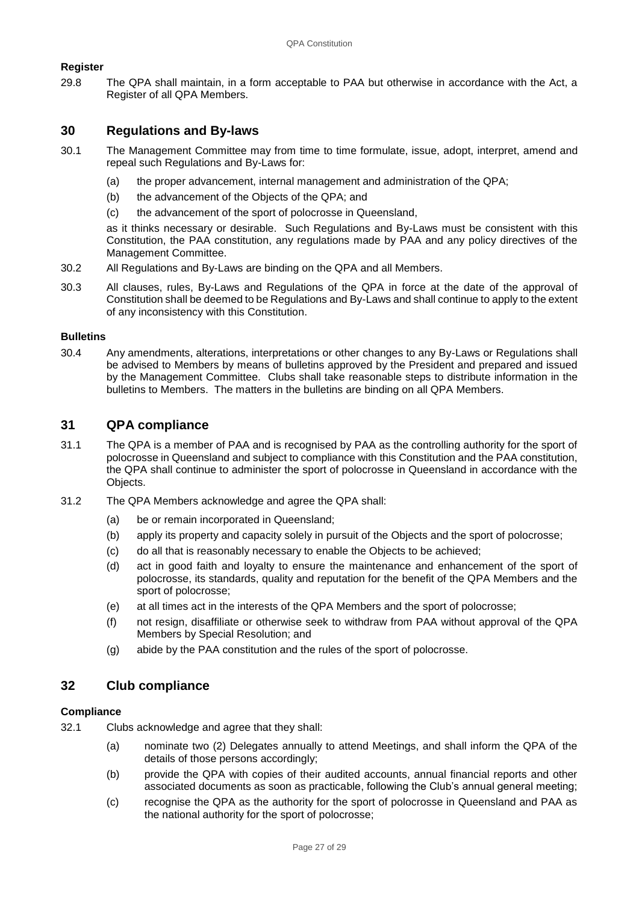**Register**

29.8 The QPA shall maintain, in a form acceptable to PAA but otherwise in accordance with the Act, a Register of all QPA Members.

## 30 Regulations and By-laws

30.1 The Management Committee may from time to time formulate, issue, adopt, interpret, amend and repeal such Regulations and By-Laws for:

- (a) the proper advancement, internal management and administration of the QPA;
- (b) the advancement of the Objects of the QPA; and
- (c) the advancement of the sport of polocrosse in Queensland,

as it thinks necessary or desirable. Such Regulations and By-Laws must be consistent with this Constitution, the PAA constitution, any regulations made by PAA and any policy directives of the Management Committee.

30.2 All Regulations and By-Laws are binding on the QPA and all Members.

30.3 All clauses, rules, By-Laws and Regulations of the QPA in force at the date of the approval of Constitution shall be deemed to be Regulations and By-Laws and shall continue to apply to the extent of any inconsistency with this Constitution.

**Bulletins**

30.4 Any amendments, alterations, interpretations or other changes to any By-Laws or Regulations shall be advised to Members by means of bulletins approved by the President and prepared and issued by the Management Committee. Clubs shall take reasonable steps to distribute information in the bulletins to Members. The matters in the bulletins are binding on all QPA Members.

## 31 QPA compliance

31.1 The QPA is a member of PAA and is recognised by PAA as the controlling authority for the sport of polocrosse in Queensland and subject to compliance with this Constitution and the PAA constitution, the QPA shall continue to administer the sport of polocrosse in Queensland in accordance with the Objects.

31.2 The QPA Members acknowledge and agree the QPA shall:

- (a) be or remain incorporated in Queensland;
- (b) apply its property and capacity solely in pursuit of the Objects and the sport of polocrosse;
- (c) do all that is reasonably necessary to enable the Objects to be achieved;
- (d) act in good faith and loyalty to ensure the maintenance and enhancement of the sport of polocrosse, its standards, quality and reputation for the benefit of the QPA Members and the sport of polocrosse;
- (e) at all times act in the interests of the QPA Members and the sport of polocrosse;
- (f) not resign, disaffiliate or otherwise seek to withdraw from PAA without approval of the QPA Members by Special Resolution; and
- (g) abide by the PAA constitution and the rules of the sport of polocrosse.

## 32 Club compliance

**Compliance**

32.1 Clubs acknowledge and agree that they shall:

- (a) nominate two (2) Delegates annually to attend Meetings, and shall inform the QPA of the details of those persons accordingly;
- (b) provide the QPA with copies of their audited accounts, annual financial reports and other associated documents as soon as practicable, following the Club's annual general meeting;
- (c) recognise the QPA as the authority for the sport of polocrosse in Queensland and PAA as the national authority for the sport of polocrosse;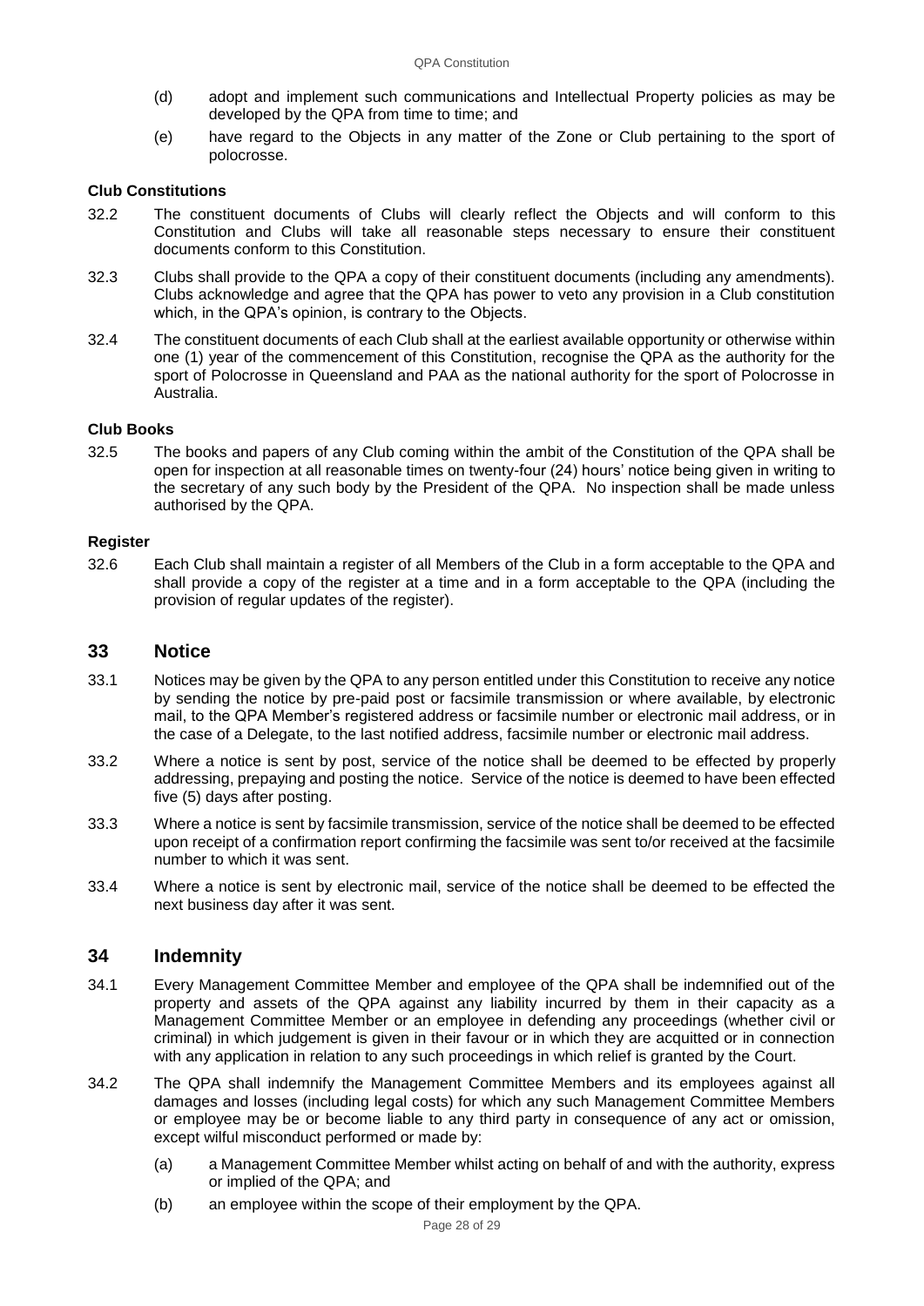(d) adopt and implement such communications and Intellectual Property policies as may be developed by the QPA from time to time; and

(e) have regard to the Objects in any matter of the Zone or Club pertaining to the sport of polocrosse.

**Club Constitutions**

32.2 The constituent documents of Clubs will clearly reflect the Objects and will conform to this Constitution and Clubs will take all reasonable steps necessary to ensure their constituent documents conform to this Constitution.

32.3 Clubs shall provide to the QPA a copy of their constituent documents (including any amendments). Clubs acknowledge and agree that the QPA has power to veto any provision in a Club constitution which, in the QPA's opinion, is contrary to the Objects.

32.4 The constituent documents of each Club shall at the earliest available opportunity or otherwise within one (1) year of the commencement of this Constitution, recognise the QPA as the authority for the sport of Polocrosse in Queensland and PAA as the national authority for the sport of Polocrosse in Australia.

**Club Books**

32.5 The books and papers of any Club coming within the ambit of the Constitution of the QPA shall be open for inspection at all reasonable times on twenty-four (24) hours' notice being given in writing to the secretary of any such body by the President of the QPA. No inspection shall be made unless authorised by the QPA.

**Register**

32.6 Each Club shall maintain a register of all Members of the Club in a form acceptable to the QPA and shall provide a copy of the register at a time and in a form acceptable to the QPA (including the provision of regular updates of the register).

## 33 Notice

33.1 Notices may be given by the QPA to any person entitled under this Constitution to receive any notice by sending the notice by pre-paid post or facsimile transmission or where available, by electronic mail, to the QPA Member's registered address or facsimile number or electronic mail address, or in the case of a Delegate, to the last notified address, facsimile number or electronic mail address.

33.2 Where a notice is sent by post, service of the notice shall be deemed to be effected by properly addressing, prepaying and posting the notice. Service of the notice is deemed to have been effected five (5) days after posting.

33.3 Where a notice is sent by facsimile transmission, service of the notice shall be deemed to be effected upon receipt of a confirmation report confirming the facsimile was sent to/or received at the facsimile number to which it was sent.

33.4 Where a notice is sent by electronic mail, service of the notice shall be deemed to be effected the next business day after it was sent.

## 34 Indemnity

34.1 Every Management Committee Member and employee of the QPA shall be indemnified out of the property and assets of the QPA against any liability incurred by them in their capacity as a Management Committee Member or an employee in defending any proceedings (whether civil or criminal) in which judgement is given in their favour or in which they are acquitted or in connection with any application in relation to any such proceedings in which relief is granted by the Court.

34.2 The QPA shall indemnify the Management Committee Members and its employees against all damages and losses (including legal costs) for which any such Management Committee Members or employee may be or become liable to any third party in consequence of any act or omission, except wilful misconduct performed or made by:

(a) a Management Committee Member whilst acting on behalf of and with the authority, express or implied of the QPA; and

(b) an employee within the scope of their employment by the QPA.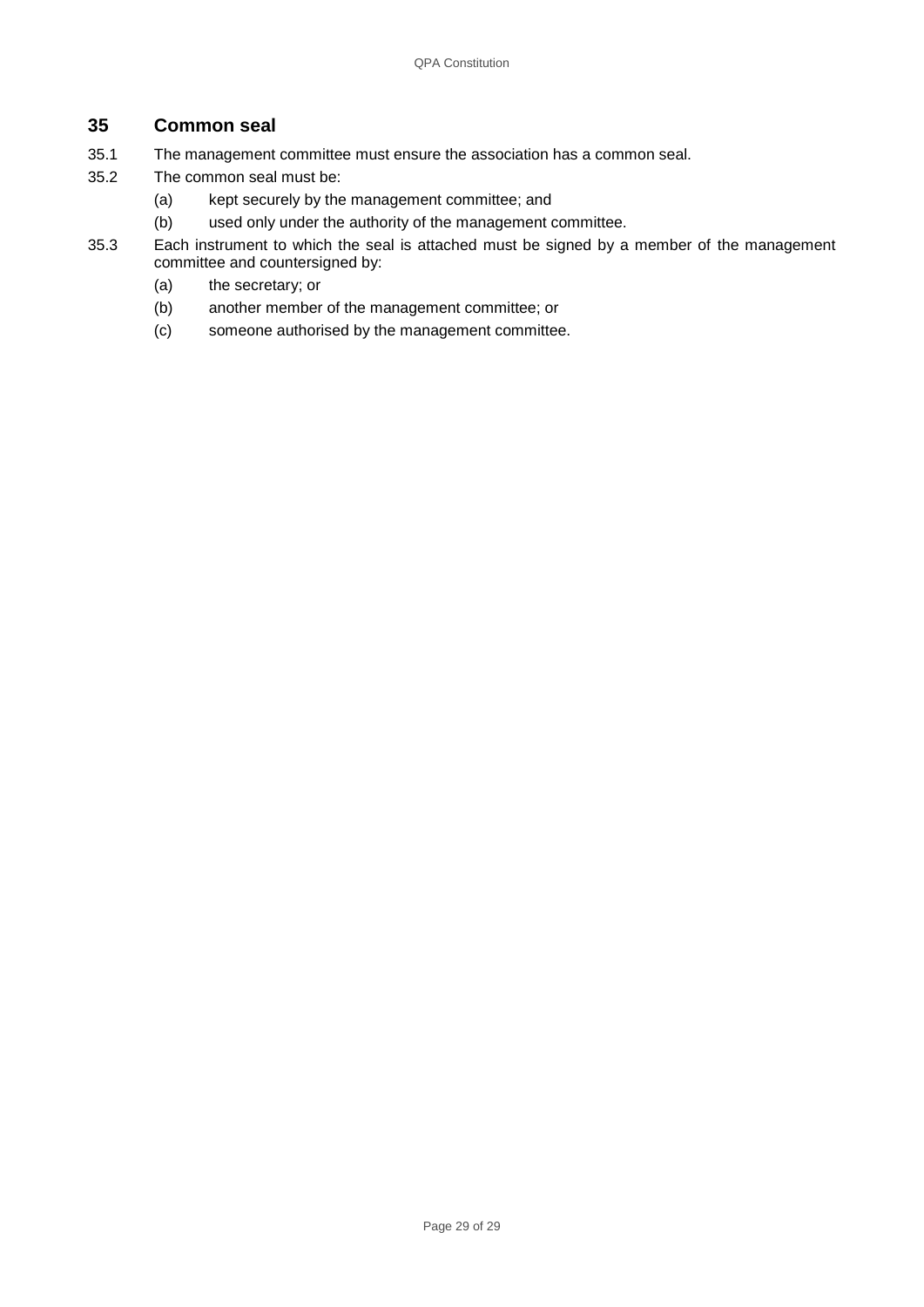## 35 Common seal

35.1 The management committee must ensure the association has a common seal.

35.2 The common seal must be:

(a) kept securely by the management committee; and

(b) used only under the authority of the management committee.

35.3 Each instrument to which the seal is attached must be signed by a member of the management committee and countersigned by:

(a) the secretary; or

(b) another member of the management committee; or

(c) someone authorised by the management committee.